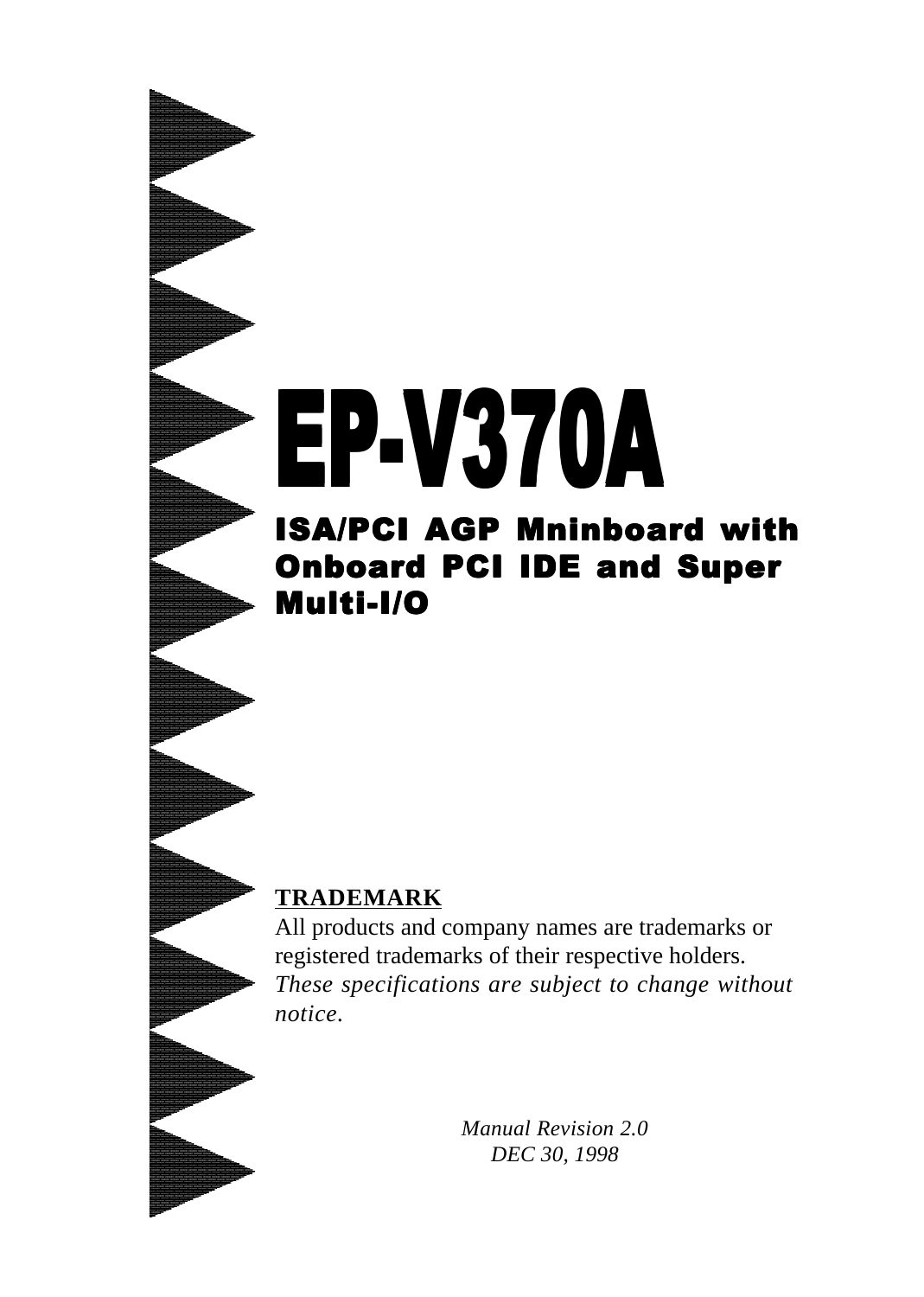# EP-V370A

## ISA/PCI AGP Mninboard with Onboard PCI IDE and Super Multi-I/O

**TRADEMARK**

All products and company names are trademarks or registered trademarks of their respective holders.
*These specifications are subject to change without notice.*

*Manual Revision 2.0*
*DEC 30, 1998*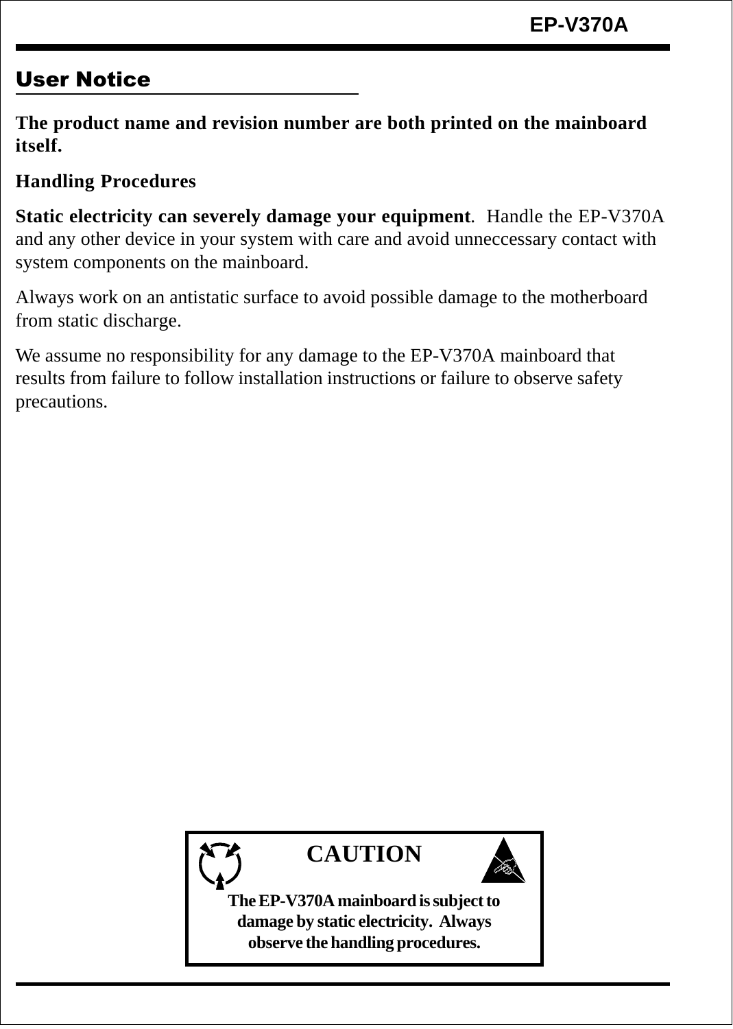## User Notice

**The product name and revision number are both printed on the mainboard itself.**

**Handling Procedures**

**Static electricity can severely damage your equipment**. Handle the EP-V370A and any other device in your system with care and avoid unneccessary contact with system components on the mainboard.

Always work on an antistatic surface to avoid possible damage to the motherboard from static discharge.

We assume no responsibility for any damage to the EP-V370A mainboard that results from failure to follow installation instructions or failure to observe safety precautions.

**CAUTION**

**The EP-V370A mainboard is subject to damage by static electricity. Always observe the handling procedures.**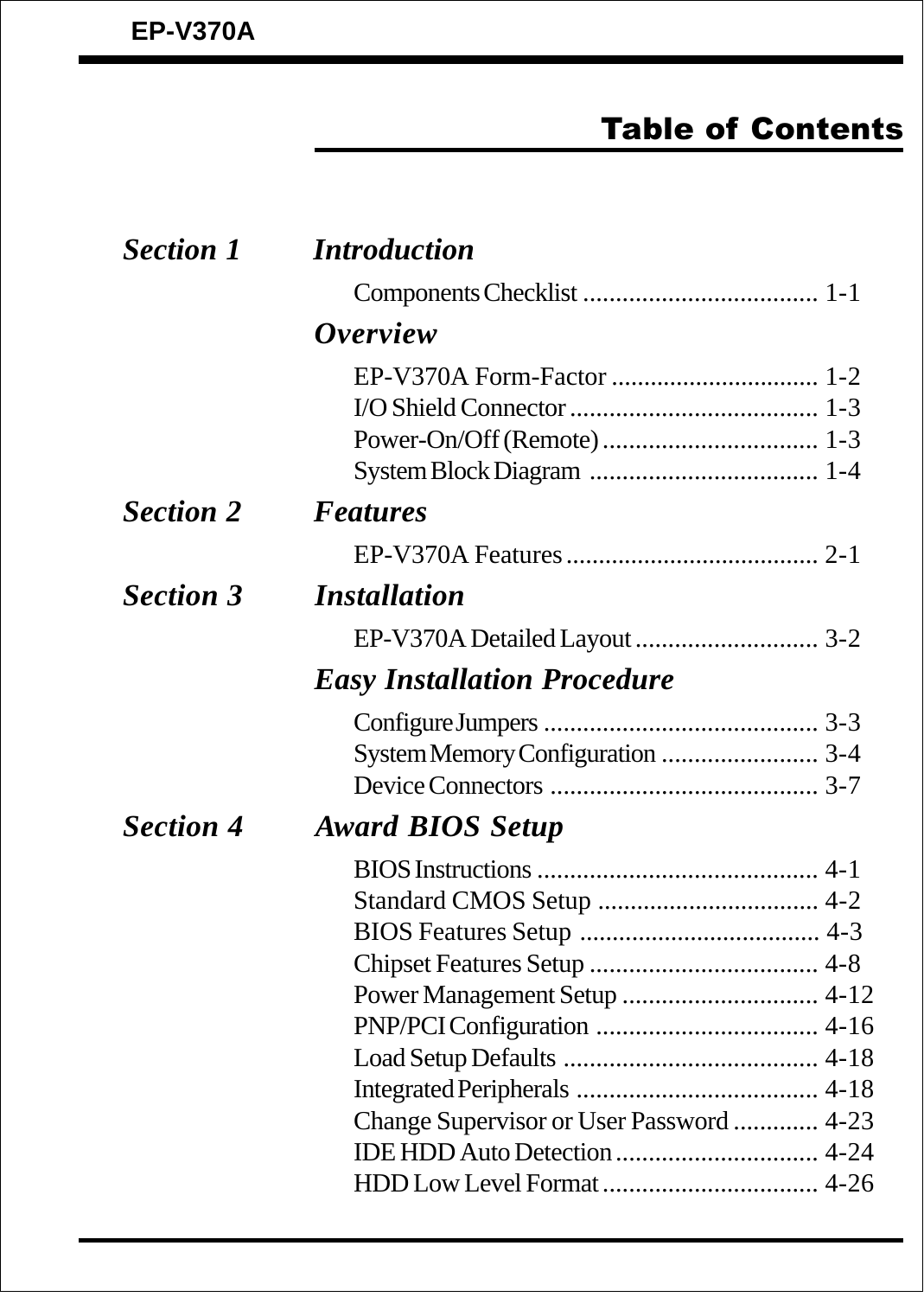# Table of Contents

## Section 1 *Introduction*

- Components Checklist .................................... 1-1

### *Overview*

- EP-V370A Form-Factor ................................ 1-2
- I/O Shield Connector ...................................... 1-3
- Power-On/Off (Remote) ................................. 1-3
- System Block Diagram ................................... 1-4

## Section 2 *Features*

- EP-V370A Features ....................................... 2-1

## Section 3 *Installation*

- EP-V370A Detailed Layout ............................ 3-2

### *Easy Installation Procedure*

- Configure Jumpers .......................................... 3-3
- System Memory Configuration ........................ 3-4
- Device Connectors ......................................... 3-7

## Section 4 *Award BIOS Setup*

- BIOS Instructions ........................................... 4-1
- Standard CMOS Setup .................................. 4-2
- BIOS Features Setup ..................................... 4-3
- Chipset Features Setup ................................... 4-8
- Power Management Setup .............................. 4-12
- PNP/PCI Configuration .................................. 4-16
- Load Setup Defaults ....................................... 4-18
- Integrated Peripherals ..................................... 4-18
- Change Supervisor or User Password ............. 4-23
- IDE HDD Auto Detection ............................... 4-24
- HDD Low Level Format ................................. 4-26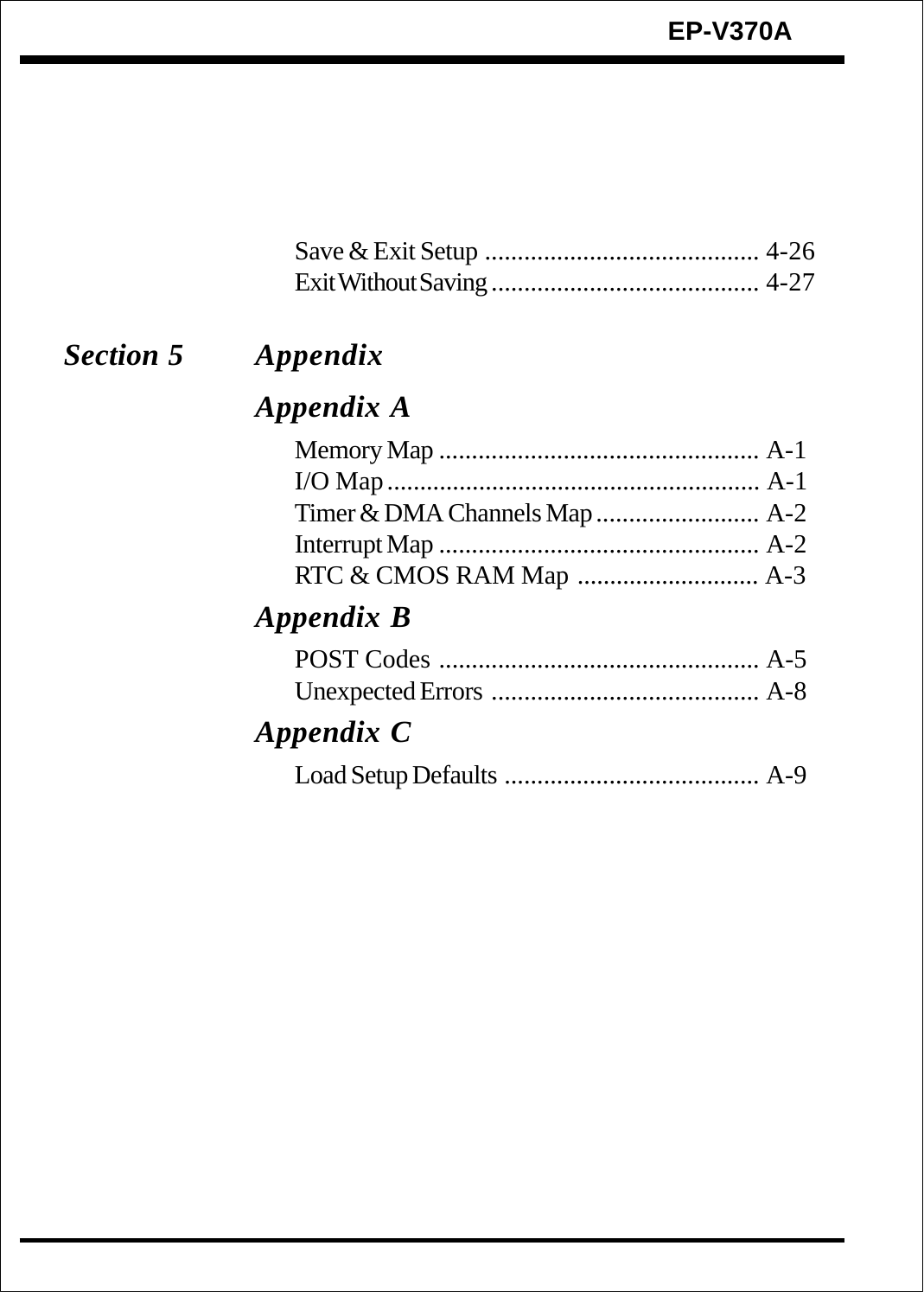Save & Exit Setup .......................................... 4-26
Exit Without Saving ......................................... 4-27

## *Section 5 Appendix*

### *Appendix A*

Memory Map ................................................. A-1
I/O Map ......................................................... A-1
Timer & DMA Channels Map ......................... A-2
Interrupt Map ................................................. A-2
RTC & CMOS RAM Map ............................ A-3

### *Appendix B*

POST Codes ................................................. A-5
Unexpected Errors ......................................... A-8

### *Appendix C*

Load Setup Defaults ....................................... A-9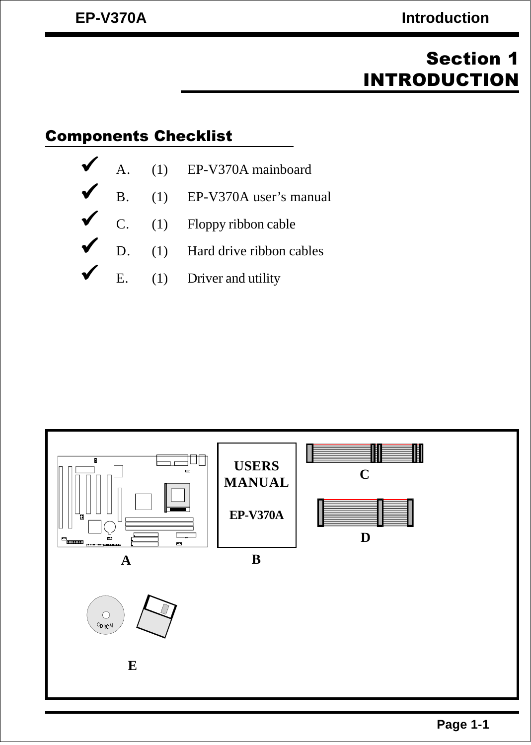# Section 1
# INTRODUCTION

## Components Checklist

- ✔ A. (1) EP-V370A mainboard
- ✔ B. (1) EP-V370A user's manual
- ✔ C. (1) Floppy ribbon cable
- ✔ D. (1) Hard drive ribbon cables
- ✔ E. (1) Driver and utility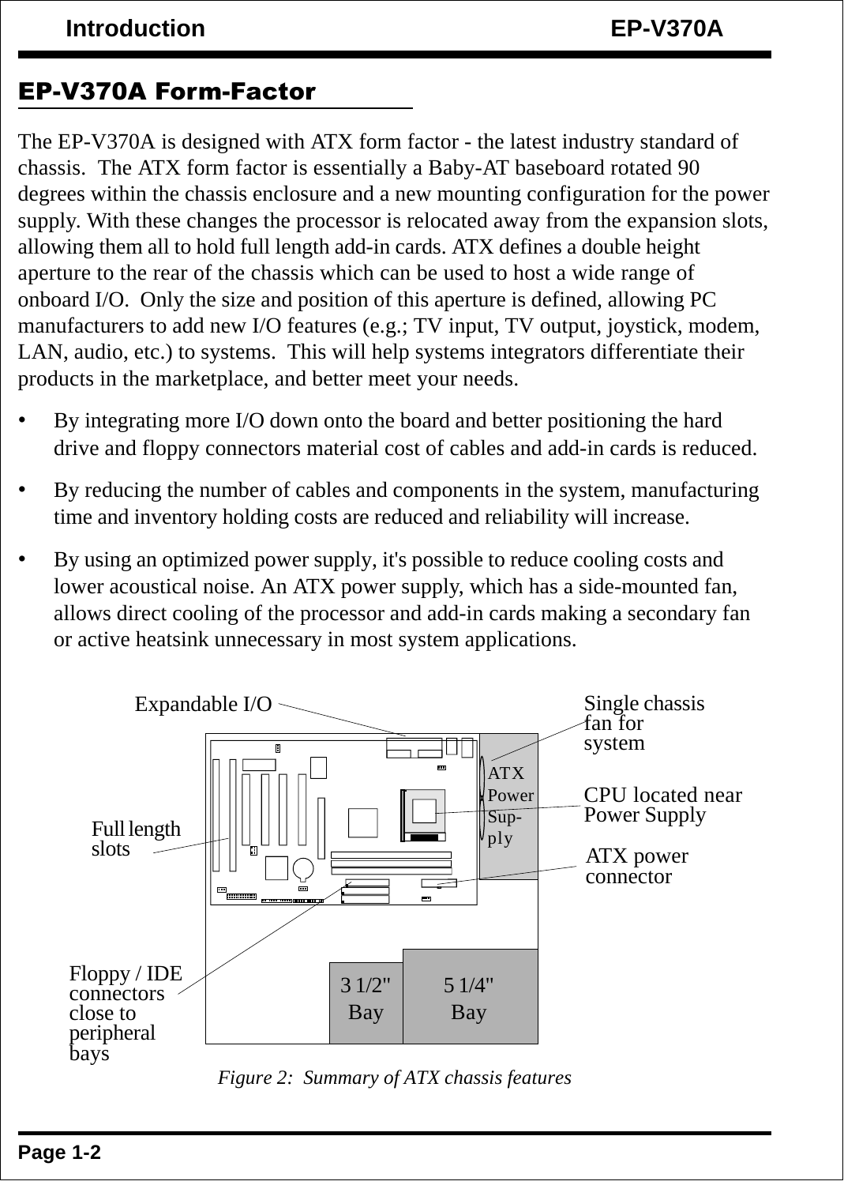## EP-V370A Form-Factor

The EP-V370A is designed with ATX form factor - the latest industry standard of chassis. The ATX form factor is essentially a Baby-AT baseboard rotated 90 degrees within the chassis enclosure and a new mounting configuration for the power supply. With these changes the processor is relocated away from the expansion slots, allowing them all to hold full length add-in cards. ATX defines a double height aperture to the rear of the chassis which can be used to host a wide range of onboard I/O. Only the size and position of this aperture is defined, allowing PC manufacturers to add new I/O features (e.g.; TV input, TV output, joystick, modem, LAN, audio, etc.) to systems. This will help systems integrators differentiate their products in the marketplace, and better meet your needs.

- By integrating more I/O down onto the board and better positioning the hard drive and floppy connectors material cost of cables and add-in cards is reduced.
- By reducing the number of cables and components in the system, manufacturing time and inventory holding costs are reduced and reliability will increase.
- By using an optimized power supply, it's possible to reduce cooling costs and lower acoustical noise. An ATX power supply, which has a side-mounted fan, allows direct cooling of the processor and add-in cards making a secondary fan or active heatsink unnecessary in most system applications.

Expandable I/O

Single chassis fan for system

ATX Power Supply

CPU located near Power Supply

Full length slots

ATX power connector

Floppy / IDE connectors close to peripheral bays

3 1/2" Bay

5 1/4" Bay

*Figure 2: Summary of ATX chassis features*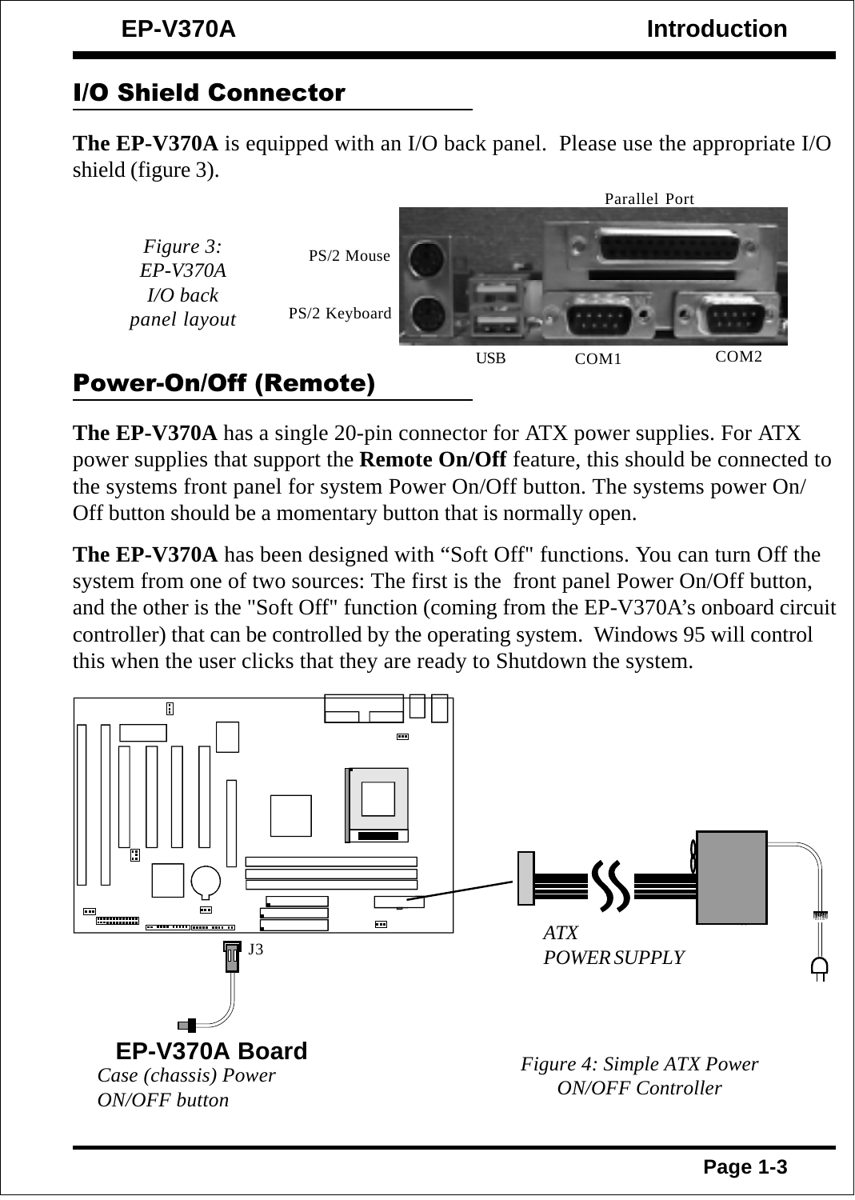## I/O Shield Connector

**The EP-V370A** is equipped with an I/O back panel. Please use the appropriate I/O shield (figure 3).

*Figure 3: EP-V370A I/O back panel layout*

Parallel Port

PS/2 Mouse

PS/2 Keyboard

USB COM1 COM2

## Power-On/Off (Remote)

**The EP-V370A** has a single 20-pin connector for ATX power supplies. For ATX power supplies that support the **Remote On/Off** feature, this should be connected to the systems front panel for system Power On/Off button. The systems power On/Off button should be a momentary button that is normally open.

**The EP-V370A** has been designed with “Soft Off" functions. You can turn Off the system from one of two sources: The first is the front panel Power On/Off button, and the other is the "Soft Off" function (coming from the EP-V370A’s onboard circuit controller) that can be controlled by the operating system. Windows 95 will control this when the user clicks that they are ready to Shutdown the system.

J3

*ATX POWER SUPPLY*

**EP-V370A Board**

*Case (chassis) Power ON/OFF button*

*Figure 4: Simple ATX Power ON/OFF Controller*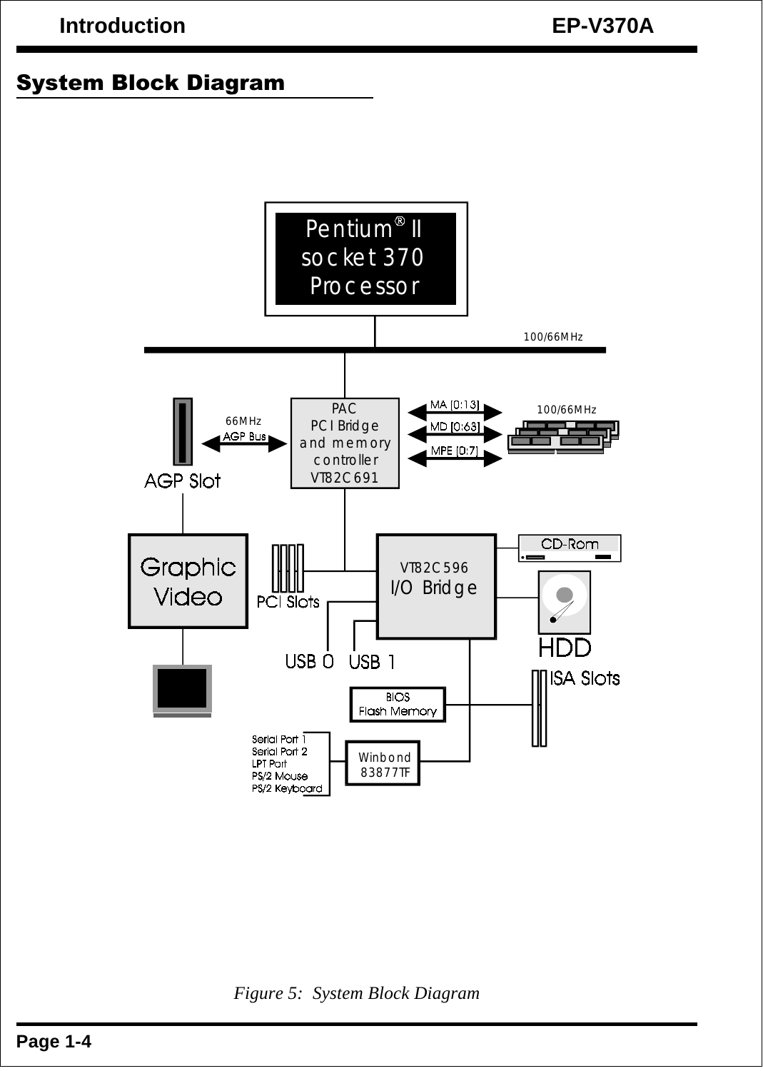## System Block Diagram

Pentium® II socket 370 Processor

100/66MHz

PAC PCI Bridge and memory controller VT82C691

MA [0:13]

MD [0:63]

MPE [0:7]

100/66MHz

66MHz AGP Bus

AGP Slot

Graphic Video

PCI Slots

VT82C596 I/O Bridge

CD-Rom

HDD

USB 0 USB 1

ISA Slots

BIOS Flash Memory

Serial Port 1
Serial Port 2
LPT Port
PS/2 Mouse
PS/2 Keyboard

Winbond 83877TF

*Figure 5: System Block Diagram*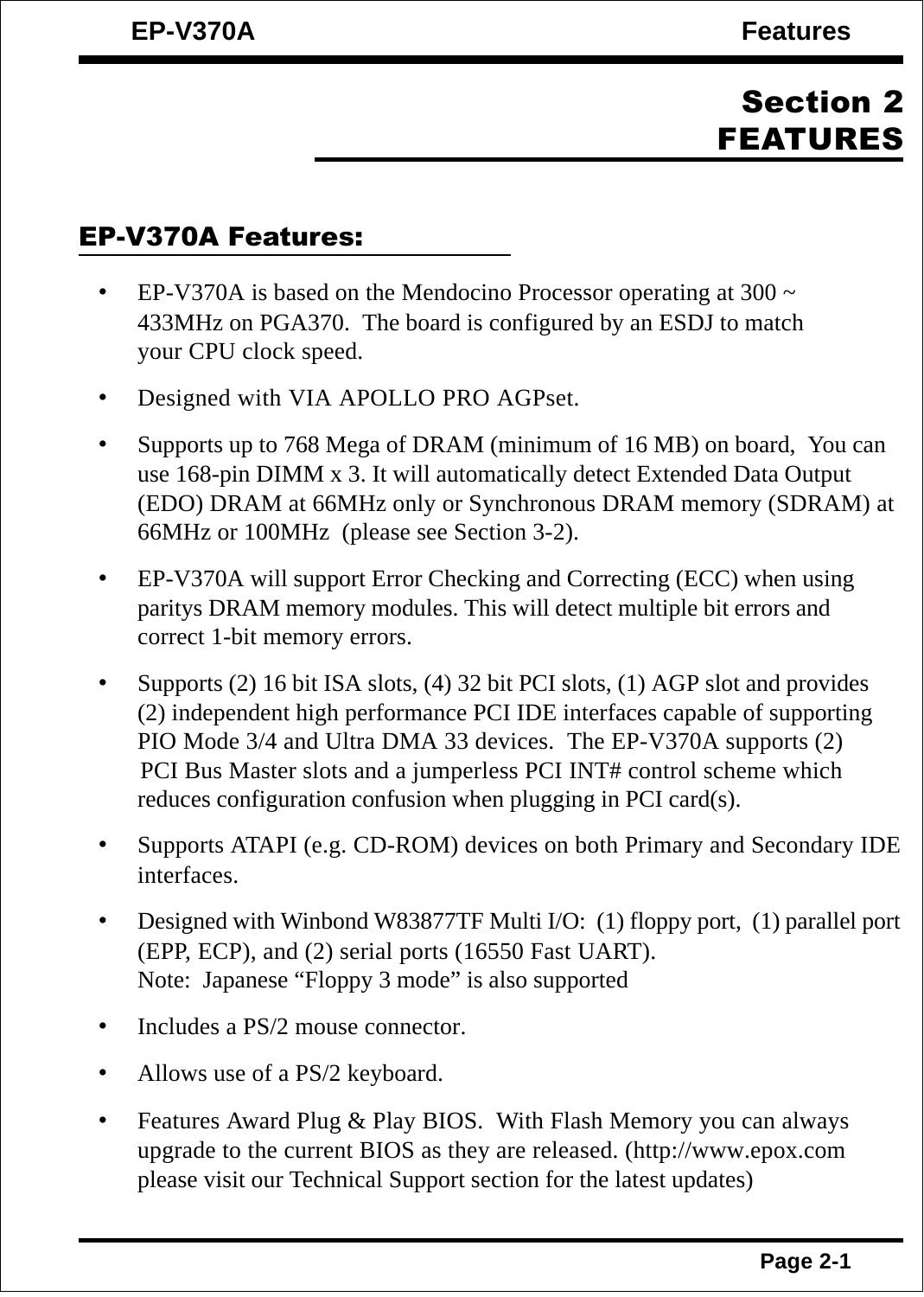# Section 2
# FEATURES

## EP-V370A Features:

- EP-V370A is based on the Mendocino Processor operating at 300 ~ 433MHz on PGA370. The board is configured by an ESDJ to match your CPU clock speed.
- Designed with VIA APOLLO PRO AGPset.
- Supports up to 768 Mega of DRAM (minimum of 16 MB) on board, You can use 168-pin DIMM x 3. It will automatically detect Extended Data Output (EDO) DRAM at 66MHz only or Synchronous DRAM memory (SDRAM) at 66MHz or 100MHz (please see Section 3-2).
- EP-V370A will support Error Checking and Correcting (ECC) when using paritys DRAM memory modules. This will detect multiple bit errors and correct 1-bit memory errors.
- Supports (2) 16 bit ISA slots, (4) 32 bit PCI slots, (1) AGP slot and provides (2) independent high performance PCI IDE interfaces capable of supporting PIO Mode 3/4 and Ultra DMA 33 devices. The EP-V370A supports (2) PCI Bus Master slots and a jumperless PCI INT# control scheme which reduces configuration confusion when plugging in PCI card(s).
- Supports ATAPI (e.g. CD-ROM) devices on both Primary and Secondary IDE interfaces.
- Designed with Winbond W83877TF Multi I/O: (1) floppy port, (1) parallel port (EPP, ECP), and (2) serial ports (16550 Fast UART).
  Note: Japanese "Floppy 3 mode" is also supported
- Includes a PS/2 mouse connector.
- Allows use of a PS/2 keyboard.
- Features Award Plug & Play BIOS. With Flash Memory you can always upgrade to the current BIOS as they are released. (http://www.epox.com please visit our Technical Support section for the latest updates)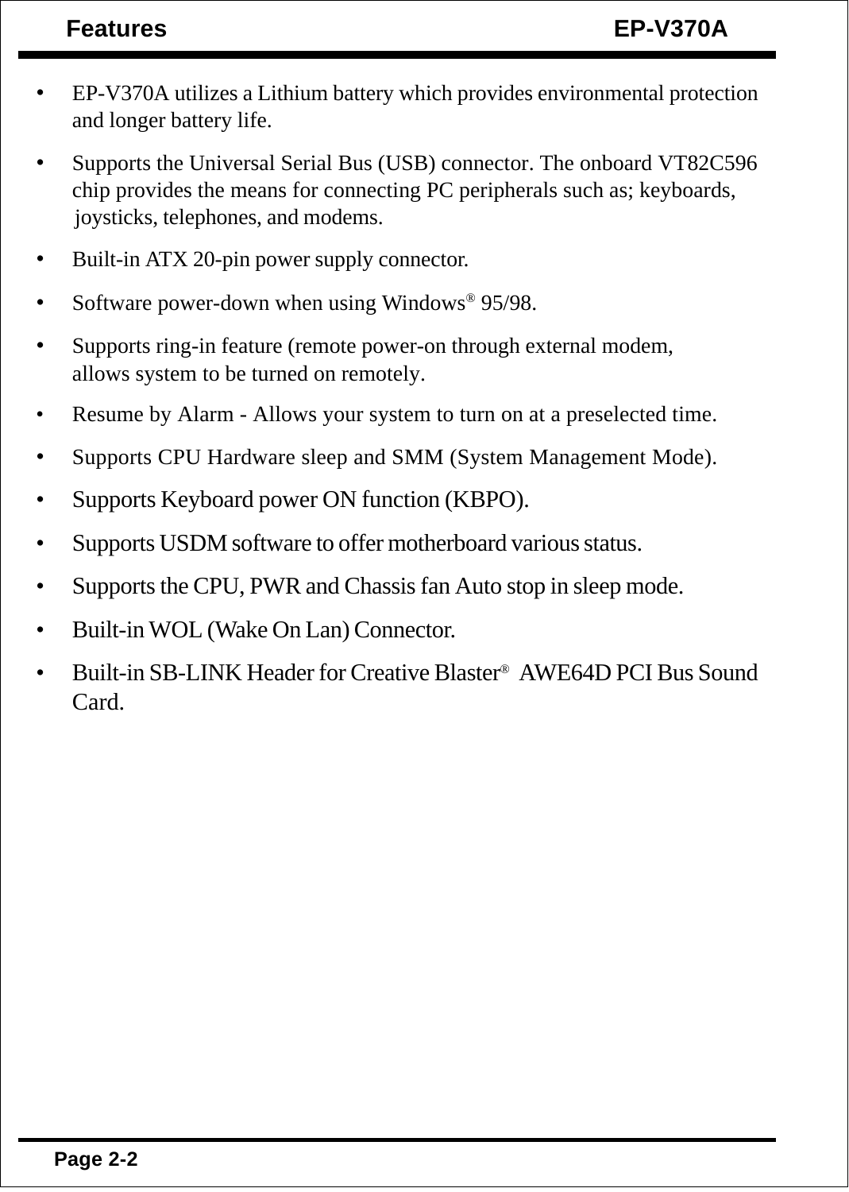- EP-V370A utilizes a Lithium battery which provides environmental protection and longer battery life.
- Supports the Universal Serial Bus (USB) connector. The onboard VT82C596 chip provides the means for connecting PC peripherals such as; keyboards, joysticks, telephones, and modems.
- Built-in ATX 20-pin power supply connector.
- Software power-down when using Windows® 95/98.
- Supports ring-in feature (remote power-on through external modem, allows system to be turned on remotely.
- Resume by Alarm - Allows your system to turn on at a preselected time.
- Supports CPU Hardware sleep and SMM (System Management Mode).
- Supports Keyboard power ON function (KBPO).
- Supports USDM software to offer motherboard various status.
- Supports the CPU, PWR and Chassis fan Auto stop in sleep mode.
- Built-in WOL (Wake On Lan) Connector.
- Built-in SB-LINK Header for Creative Blaster® AWE64D PCI Bus Sound Card.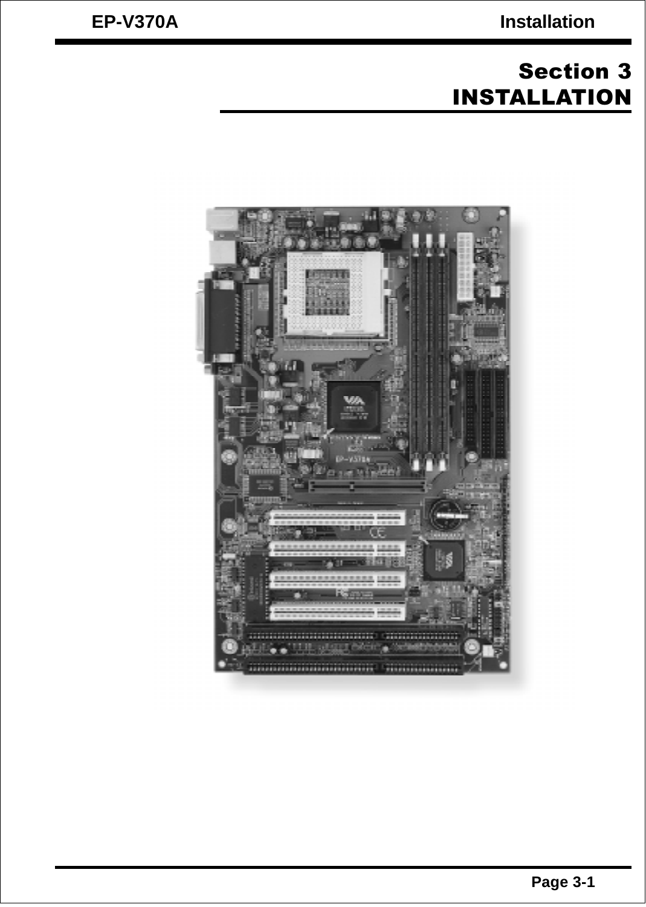# Section 3
# INSTALLATION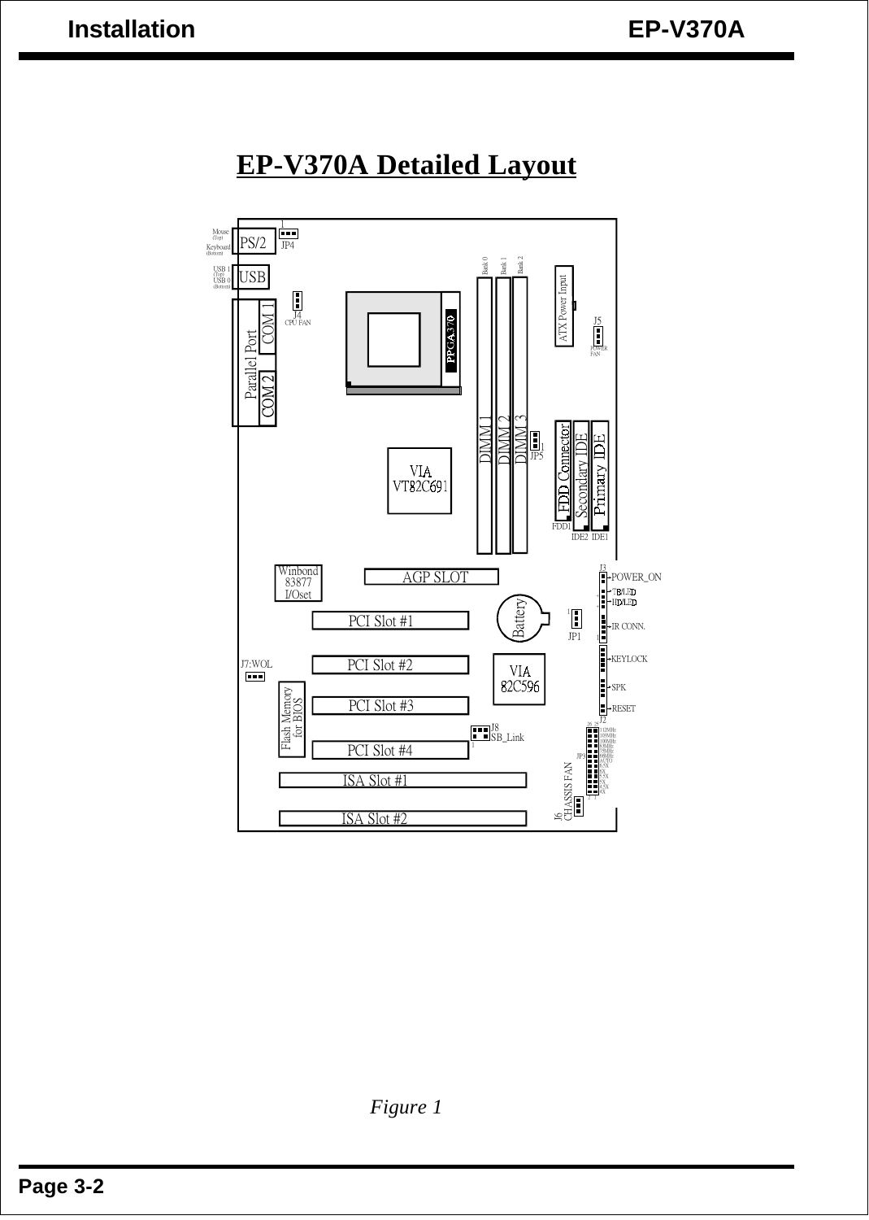# EP-V370A Detailed Layout

*Figure 1*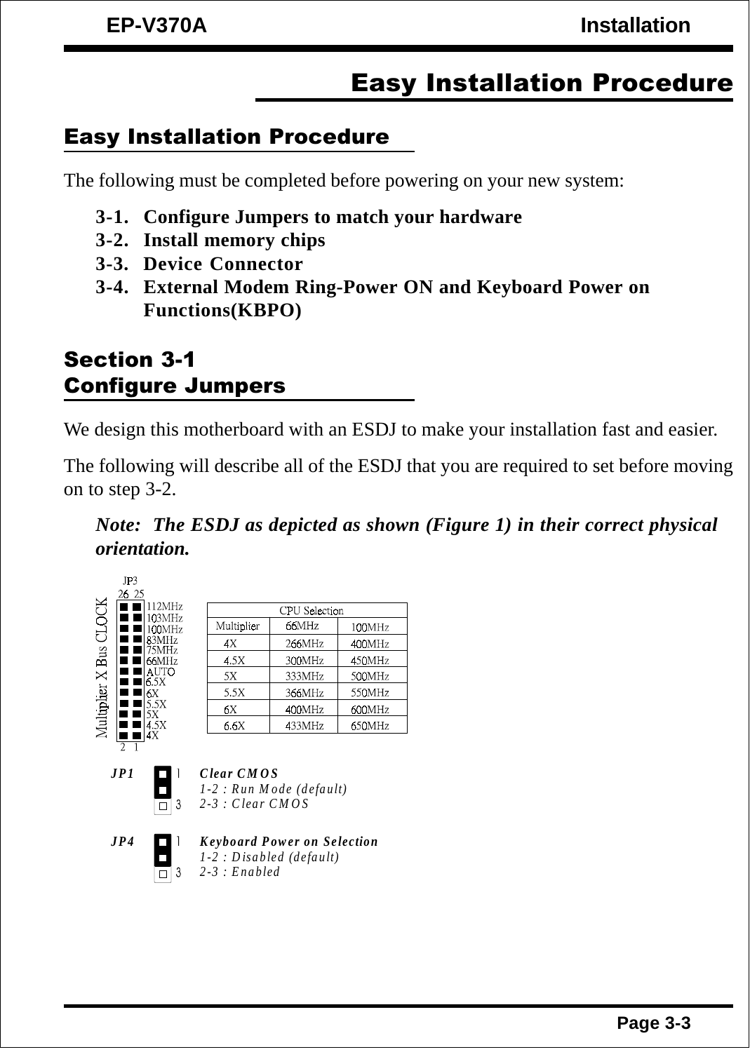# Easy Installation Procedure

## Easy Installation Procedure

The following must be completed before powering on your new system:

**3-1. Configure Jumpers to match your hardware**
**3-2. Install memory chips**
**3-3. Device Connector**
**3-4. External Modem Ring-Power ON and Keyboard Power on Functions(KBPO)**

## Section 3-1
## Configure Jumpers

We design this motherboard with an ESDJ to make your installation fast and easier.

The following will describe all of the ESDJ that you are required to set before moving on to step 3-2.

***Note: The ESDJ as depicted as shown (Figure 1) in their correct physical orientation.***

JP3 (26 25 / 2 1) — Multiplier X Bus CLOCK

- 112MHz
- 103MHz
- 100MHz
- 83MHz
- 75MHz
- 66MHz
- AUTO
- 6.5X
- 6X
- 5.5X
- 5X
- 4.5X
- 4X

| CPU Selection | | |
|---|---|---|
| Multiplier | 66MHz | 100MHz |
| 4X | 266MHz | 400MHz |
| 4.5X | 300MHz | 450MHz |
| 5X | 333MHz | 500MHz |
| 5.5X | 366MHz | 550MHz |
| 6X | 400MHz | 600MHz |
| 6.6X | 433MHz | 650MHz |

***JP1*** — ***Clear CMOS***
*1-2 : Run Mode (default)*
*2-3 : Clear CMOS*

***JP4*** — ***Keyboard Power on Selection***
*1-2 : Disabled (default)*
*2-3 : Enabled*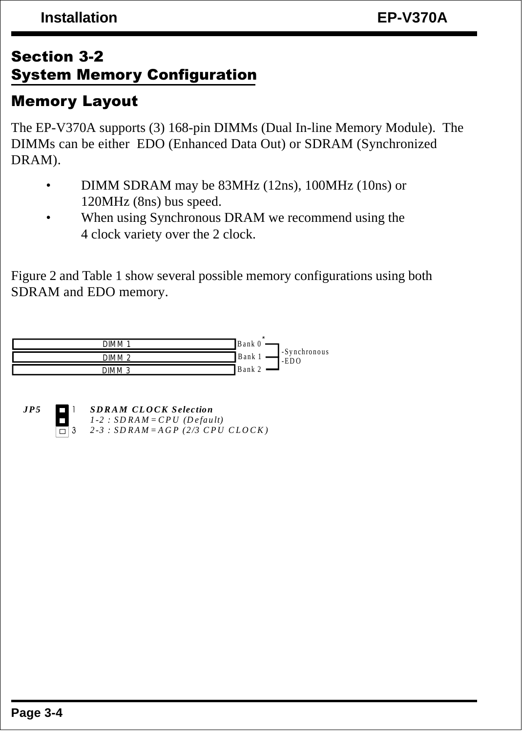## Section 3-2
## System Memory Configuration

### Memory Layout

The EP-V370A supports (3) 168-pin DIMMs (Dual In-line Memory Module). The DIMMs can be either EDO (Enhanced Data Out) or SDRAM (Synchronized DRAM).

- DIMM SDRAM may be 83MHz (12ns), 100MHz (10ns) or 120MHz (8ns) bus speed.
- When using Synchronous DRAM we recommend using the 4 clock variety over the 2 clock.

Figure 2 and Table 1 show several possible memory configurations using both SDRAM and EDO memory.

| DIMM | Bank | Type |
|---|---|---|
| DIMM 1 | Bank 0* | -Synchronous<br>-EDO |
| DIMM 2 | Bank 1 | |
| DIMM 3 | Bank 2 | |

**JP5** — ***SDRAM CLOCK Selection***

*1-2 : SDRAM=CPU (Default)*

*2-3 : SDRAM=AGP (2/3 CPU CLOCK)*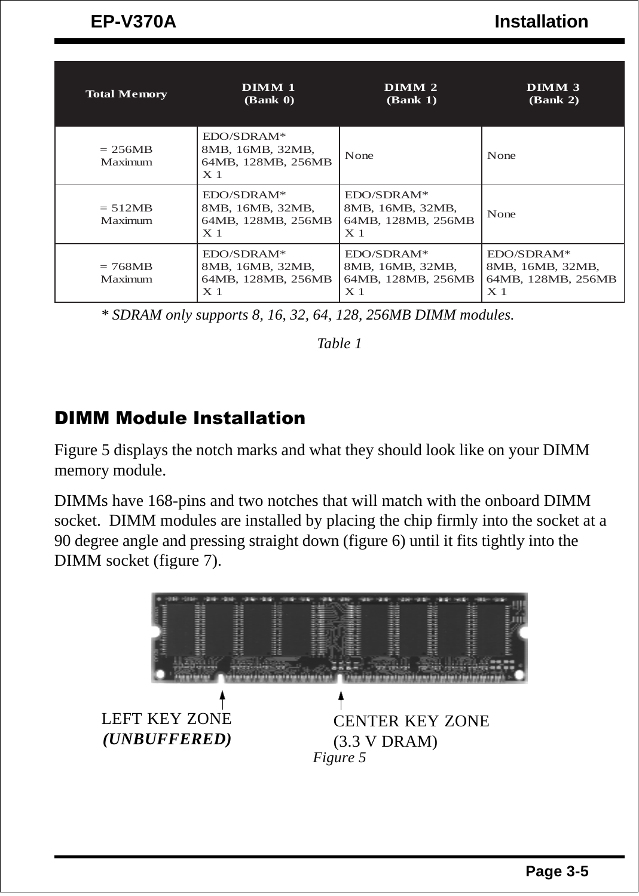| Total Memory | DIMM 1 (Bank 0) | DIMM 2 (Bank 1) | DIMM 3 (Bank 2) |
|---|---|---|---|
| = 256MB Maximum | EDO/SDRAM* 8MB, 16MB, 32MB, 64MB, 128MB, 256MB X 1 | None | None |
| = 512MB Maximum | EDO/SDRAM* 8MB, 16MB, 32MB, 64MB, 128MB, 256MB X 1 | EDO/SDRAM* 8MB, 16MB, 32MB, 64MB, 128MB, 256MB X 1 | None |
| = 768MB Maximum | EDO/SDRAM* 8MB, 16MB, 32MB, 64MB, 128MB, 256MB X 1 | EDO/SDRAM* 8MB, 16MB, 32MB, 64MB, 128MB, 256MB X 1 | EDO/SDRAM* 8MB, 16MB, 32MB, 64MB, 128MB, 256MB X 1 |

*\* SDRAM only supports 8, 16, 32, 64, 128, 256MB DIMM modules.*

*Table 1*

## DIMM Module Installation

Figure 5 displays the notch marks and what they should look like on your DIMM memory module.

DIMMs have 168-pins and two notches that will match with the onboard DIMM socket. DIMM modules are installed by placing the chip firmly into the socket at a 90 degree angle and pressing straight down (figure 6) until it fits tightly into the DIMM socket (figure 7).

LEFT KEY ZONE
***(UNBUFFERED)***

CENTER KEY ZONE
(3.3 V DRAM)

*Figure 5*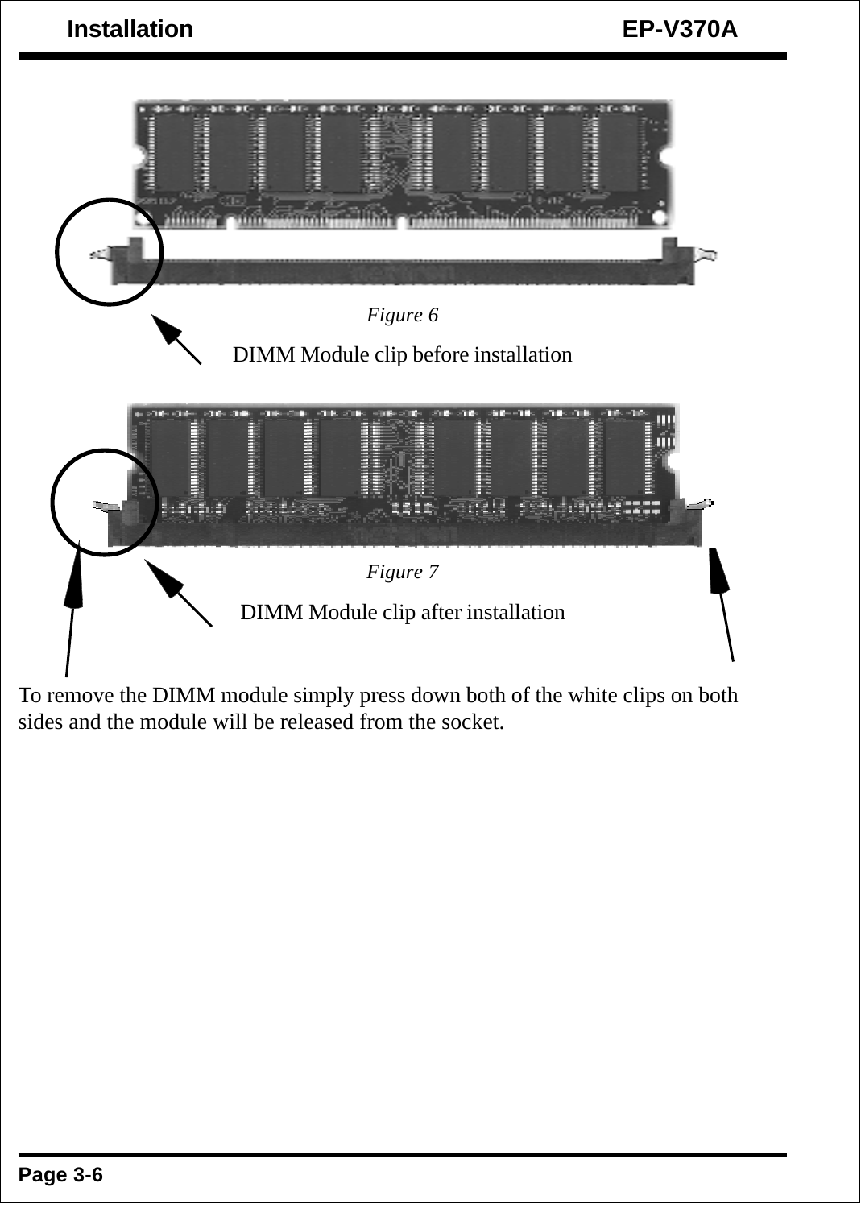*Figure 6*

DIMM Module clip before installation

*Figure 7*

DIMM Module clip after installation

To remove the DIMM module simply press down both of the white clips on both sides and the module will be released from the socket.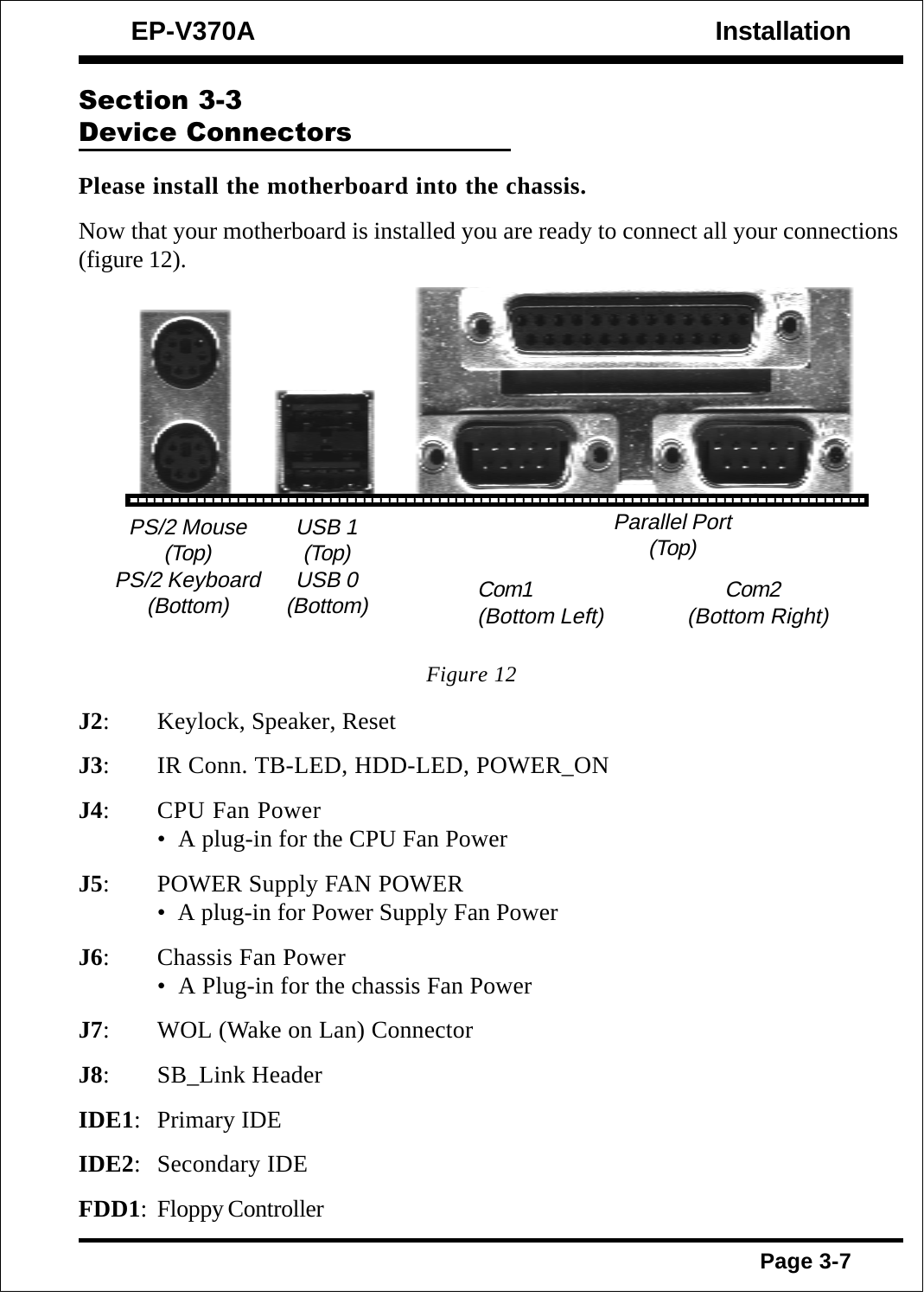## Section 3-3
## Device Connectors

**Please install the motherboard into the chassis.**

Now that your motherboard is installed you are ready to connect all your connections (figure 12).

PS/2 Mouse (Top)
PS/2 Keyboard (Bottom)

USB 1 (Top)
USB 0 (Bottom)

Parallel Port (Top)

Com1 (Bottom Left)

Com2 (Bottom Right)

*Figure 12*

**J2**: Keylock, Speaker, Reset

**J3**: IR Conn. TB-LED, HDD-LED, POWER_ON

**J4**: CPU Fan Power
- A plug-in for the CPU Fan Power

**J5**: POWER Supply FAN POWER
- A plug-in for Power Supply Fan Power

**J6**: Chassis Fan Power
- A Plug-in for the chassis Fan Power

**J7**: WOL (Wake on Lan) Connector

**J8**: SB_Link Header

**IDE1**: Primary IDE

**IDE2**: Secondary IDE

**FDD1**: Floppy Controller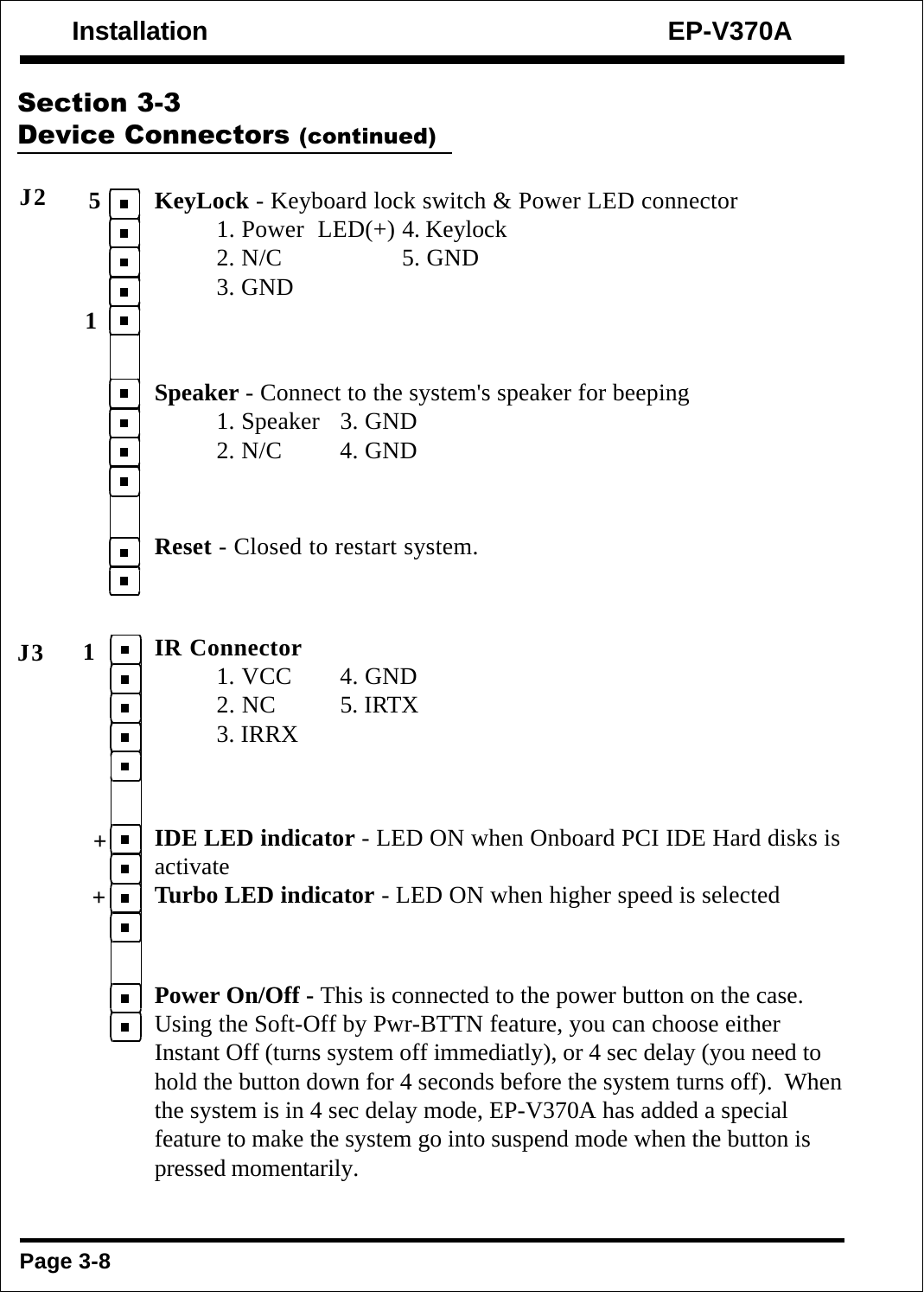## Section 3-3
## Device Connectors (continued)

**J2**

**KeyLock** - Keyboard lock switch & Power LED connector

1. Power LED(+)
2. N/C
3. GND
4. Keylock
5. GND

**Speaker** - Connect to the system's speaker for beeping

1. Speaker
2. N/C
3. GND
4. GND

**Reset** - Closed to restart system.

**J3**

**IR Connector**

1. VCC
2. NC
3. IRRX
4. GND
5. IRTX

**IDE LED indicator** - LED ON when Onboard PCI IDE Hard disks is activate

**Turbo LED indicator** - LED ON when higher speed is selected

**Power On/Off -** This is connected to the power button on the case. Using the Soft-Off by Pwr-BTTN feature, you can choose either Instant Off (turns system off immediatly), or 4 sec delay (you need to hold the button down for 4 seconds before the system turns off). When the system is in 4 sec delay mode, EP-V370A has added a special feature to make the system go into suspend mode when the button is pressed momentarily.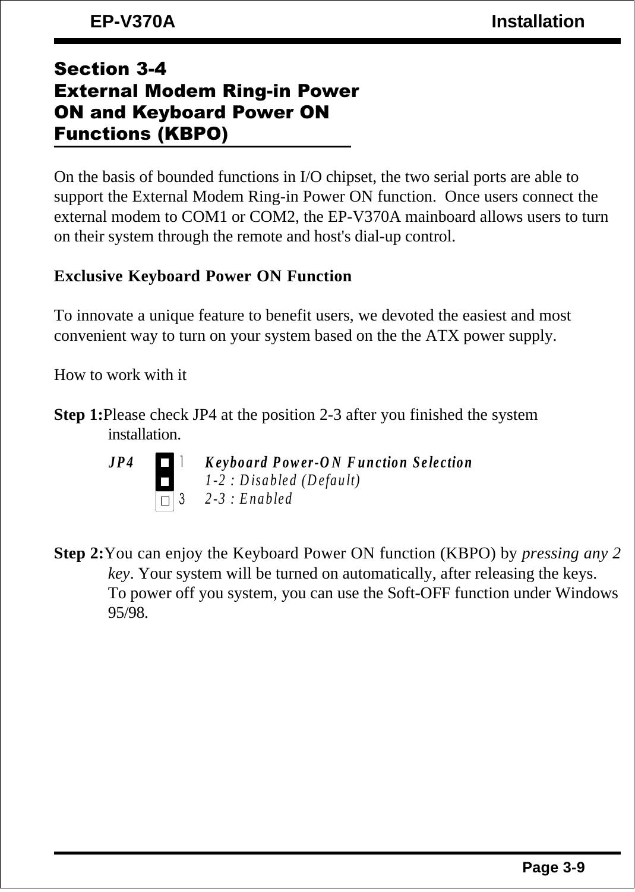## Section 3-4
## External Modem Ring-in Power ON and Keyboard Power ON Functions (KBPO)

On the basis of bounded functions in I/O chipset, the two serial ports are able to support the External Modem Ring-in Power ON function. Once users connect the external modem to COM1 or COM2, the EP-V370A mainboard allows users to turn on their system through the remote and host's dial-up control.

**Exclusive Keyboard Power ON Function**

To innovate a unique feature to benefit users, we devoted the easiest and most convenient way to turn on your system based on the the ATX power supply.

How to work with it

**Step 1:** Please check JP4 at the position 2-3 after you finished the system installation.

*JP4* 1 3 ***Keyboard Power-ON Function Selection***
*1-2 : Disabled (Default)*
*2-3 : Enabled*

**Step 2:** You can enjoy the Keyboard Power ON function (KBPO) by *pressing any 2 key*. Your system will be turned on automatically, after releasing the keys. To power off you system, you can use the Soft-OFF function under Windows 95/98.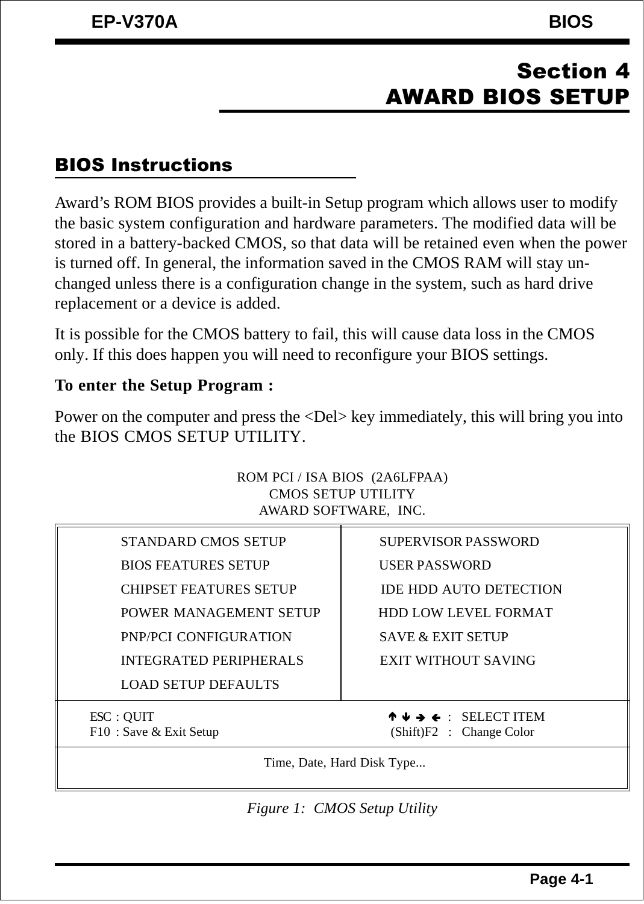# Section 4
# AWARD BIOS SETUP

## BIOS Instructions

Award's ROM BIOS provides a built-in Setup program which allows user to modify the basic system configuration and hardware parameters. The modified data will be stored in a battery-backed CMOS, so that data will be retained even when the power is turned off. In general, the information saved in the CMOS RAM will stay unchanged unless there is a configuration change in the system, such as hard drive replacement or a device is added.

It is possible for the CMOS battery to fail, this will cause data loss in the CMOS only. If this does happen you will need to reconfigure your BIOS settings.

**To enter the Setup Program :**

Power on the computer and press the <Del> key immediately, this will bring you into the BIOS CMOS SETUP UTILITY.

ROM PCI / ISA BIOS (2A6LFPAA)
CMOS SETUP UTILITY
AWARD SOFTWARE, INC.

| | |
|---|---|
| STANDARD CMOS SETUP | SUPERVISOR PASSWORD |
| BIOS FEATURES SETUP | USER PASSWORD |
| CHIPSET FEATURES SETUP | IDE HDD AUTO DETECTION |
| POWER MANAGEMENT SETUP | HDD LOW LEVEL FORMAT |
| PNP/PCI CONFIGURATION | SAVE & EXIT SETUP |
| INTEGRATED PERIPHERALS | EXIT WITHOUT SAVING |
| LOAD SETUP DEFAULTS | |
| ESC : QUIT | ↑ ↓ → ← : SELECT ITEM |
| F10 : Save & Exit Setup | (Shift)F2 : Change Color |
| Time, Date, Hard Disk Type... | |

*Figure 1: CMOS Setup Utility*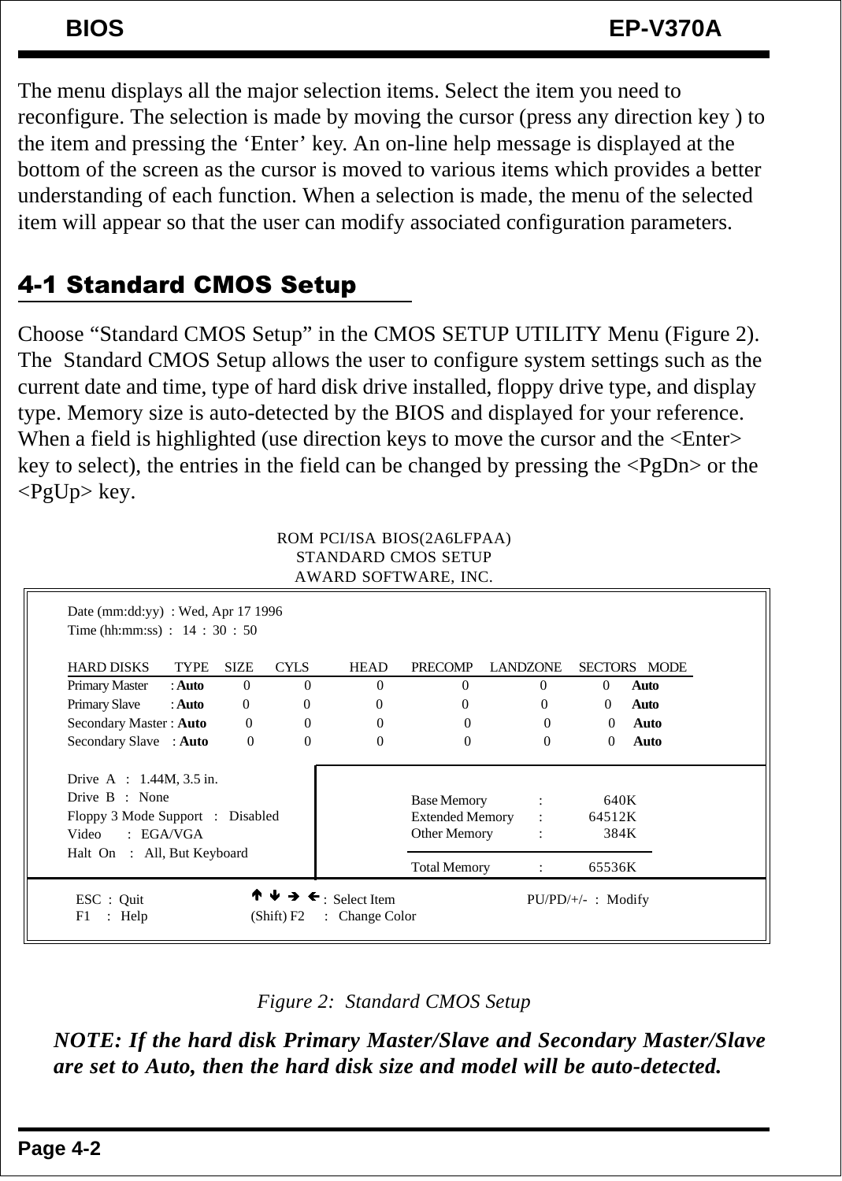The menu displays all the major selection items. Select the item you need to reconfigure. The selection is made by moving the cursor (press any direction key ) to the item and pressing the 'Enter' key. An on-line help message is displayed at the bottom of the screen as the cursor is moved to various items which provides a better understanding of each function. When a selection is made, the menu of the selected item will appear so that the user can modify associated configuration parameters.

## 4-1 Standard CMOS Setup

Choose "Standard CMOS Setup" in the CMOS SETUP UTILITY Menu (Figure 2). The Standard CMOS Setup allows the user to configure system settings such as the current date and time, type of hard disk drive installed, floppy drive type, and display type. Memory size is auto-detected by the BIOS and displayed for your reference. When a field is highlighted (use direction keys to move the cursor and the <Enter> key to select), the entries in the field can be changed by pressing the <PgDn> or the <PgUp> key.

```
                    ROM PCI/ISA BIOS(2A6LFPAA)
                       STANDARD CMOS SETUP
                      AWARD SOFTWARE, INC.

Date (mm:dd:yy)  : Wed, Apr 17 1996
Time (hh:mm:ss)  :  14 : 30 : 50

HARD DISKS         TYPE   SIZE   CYLS   HEAD   PRECOMP   LANDZONE   SECTORS   MODE
Primary Master   : Auto     0      0      0       0          0          0     Auto
Primary Slave    : Auto     0      0      0       0          0          0     Auto
Secondary Master : Auto     0      0      0       0          0          0     Auto
Secondary Slave  : Auto     0      0      0       0          0          0     Auto

Drive  A  :  1.44M, 3.5 in.
Drive  B  :  None                        Base Memory      :     640K
Floppy 3 Mode Support  :  Disabled       Extended Memory  :   64512K
Video     :  EGA/VGA                     Other Memory     :     384K
Halt  On  :  All, But Keyboard
                                         Total Memory     :   65536K

ESC : Quit          ↑ ↓ → ← : Select Item          PU/PD/+/-  :  Modify
F1  : Help          (Shift) F2  :  Change Color
```

*Figure 2: Standard CMOS Setup*

***NOTE: If the hard disk Primary Master/Slave and Secondary Master/Slave are set to Auto, then the hard disk size and model will be auto-detected.***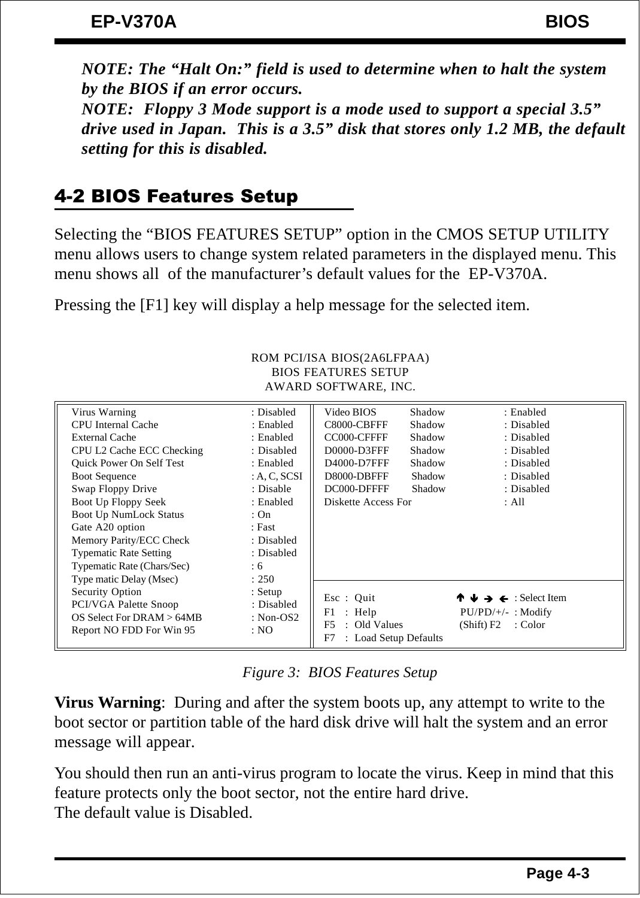***NOTE: The "Halt On:" field is used to determine when to halt the system by the BIOS if an error occurs.***

***NOTE: Floppy 3 Mode support is a mode used to support a special 3.5" drive used in Japan. This is a 3.5" disk that stores only 1.2 MB, the default setting for this is disabled.***

## 4-2 BIOS Features Setup

Selecting the "BIOS FEATURES SETUP" option in the CMOS SETUP UTILITY menu allows users to change system related parameters in the displayed menu. This menu shows all of the manufacturer's default values for the EP-V370A.

Pressing the [F1] key will display a help message for the selected item.

```
                          ROM PCI/ISA BIOS(2A6LFPAA)
                             BIOS FEATURES SETUP
                            AWARD SOFTWARE, INC.

Virus Warning                  : Disabled     Video BIOS     Shadow    : Enabled
CPU Internal Cache             : Enabled      C8000-CBFFF    Shadow    : Disabled
External Cache                 : Enabled      CC000-CFFFF    Shadow    : Disabled
CPU L2 Cache ECC Checking      : Disabled     D0000-D3FFF    Shadow    : Disabled
Quick Power On Self Test       : Enabled      D4000-D7FFF    Shadow    : Disabled
Boot Sequence                  : A, C, SCSI   D8000-DBFFF    Shadow    : Disabled
Swap Floppy Drive              : Disable      DC000-DFFFF    Shadow    : Disabled
Boot Up Floppy Seek            : Enabled      Diskette Access For      : All
Boot Up NumLock Status         : On
Gate A20 option                : Fast
Memory Parity/ECC Check        : Disabled
Typematic Rate Setting         : Disabled
Typematic Rate (Chars/Sec)     : 6
Type matic Delay (Msec)        : 250
Security Option                : Setup        Esc : Quit          ↑ ↓ → ← : Select Item
PCI/VGA Palette Snoop          : Disabled     F1  : Help          PU/PD/+/- : Modify
OS Select For DRAM > 64MB      : Non-OS2      F5  : Old Values    (Shift) F2 : Color
Report NO FDD For Win 95       : NO           F7  : Load Setup Defaults
```

*Figure 3: BIOS Features Setup*

**Virus Warning**: During and after the system boots up, any attempt to write to the boot sector or partition table of the hard disk drive will halt the system and an error message will appear.

You should then run an anti-virus program to locate the virus. Keep in mind that this feature protects only the boot sector, not the entire hard drive.
The default value is Disabled.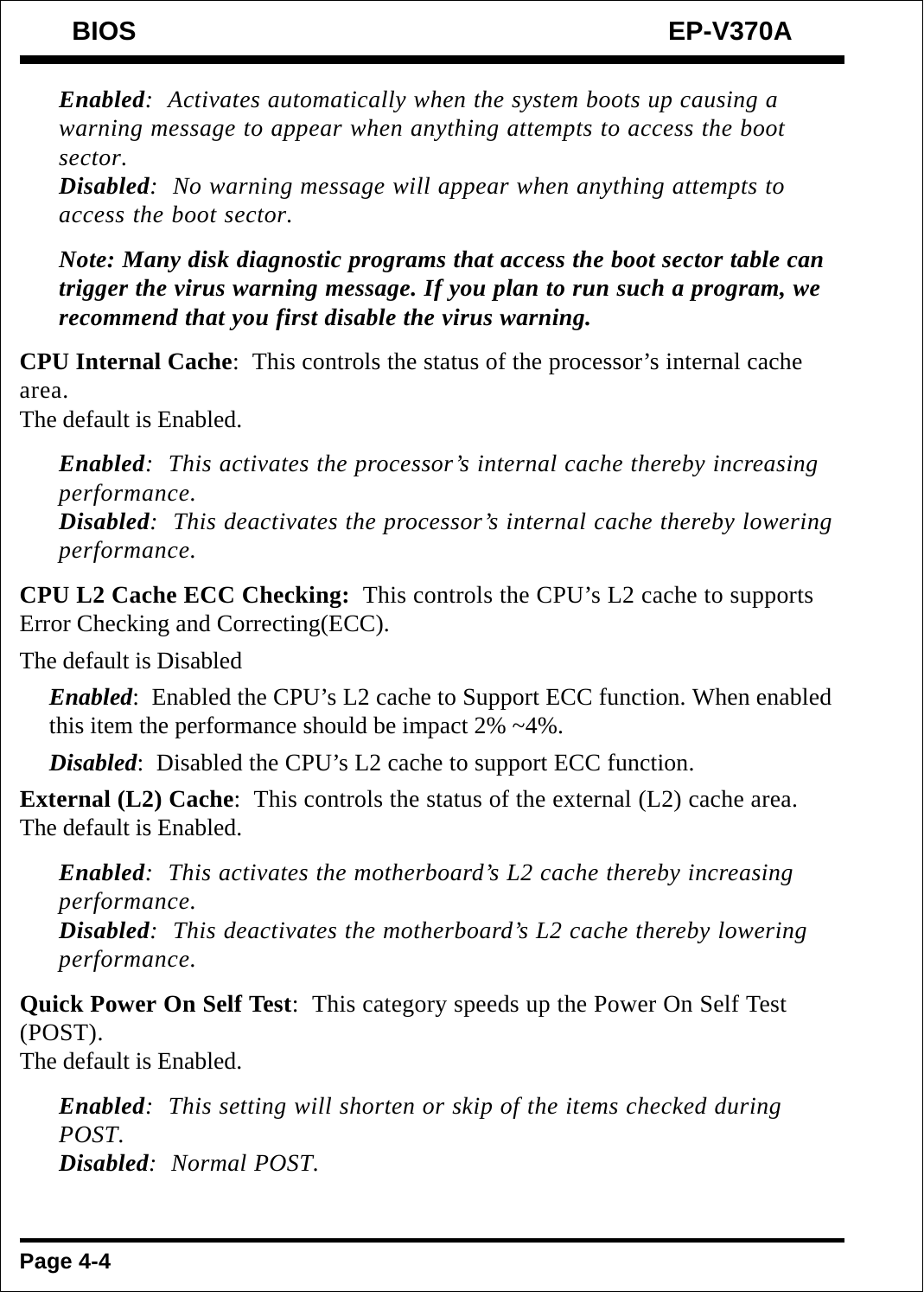*Enabled*: *Activates automatically when the system boots up causing a warning message to appear when anything attempts to access the boot sector.*
*Disabled*: *No warning message will appear when anything attempts to access the boot sector.*

***Note: Many disk diagnostic programs that access the boot sector table can trigger the virus warning message. If you plan to run such a program, we recommend that you first disable the virus warning.***

**CPU Internal Cache**: This controls the status of the processor's internal cache area.
The default is Enabled.

*Enabled*: *This activates the processor's internal cache thereby increasing performance.*
*Disabled*: *This deactivates the processor's internal cache thereby lowering performance.*

**CPU L2 Cache ECC Checking:** This controls the CPU's L2 cache to supports Error Checking and Correcting(ECC).

The default is Disabled

*Enabled*: Enabled the CPU's L2 cache to Support ECC function. When enabled this item the performance should be impact 2% ~4%.

*Disabled*: Disabled the CPU's L2 cache to support ECC function.

**External (L2) Cache**: This controls the status of the external (L2) cache area.
The default is Enabled.

*Enabled*: *This activates the motherboard's L2 cache thereby increasing performance.*
*Disabled*: *This deactivates the motherboard's L2 cache thereby lowering performance.*

**Quick Power On Self Test**: This category speeds up the Power On Self Test (POST).
The default is Enabled.

*Enabled*: *This setting will shorten or skip of the items checked during POST.*
*Disabled*: *Normal POST.*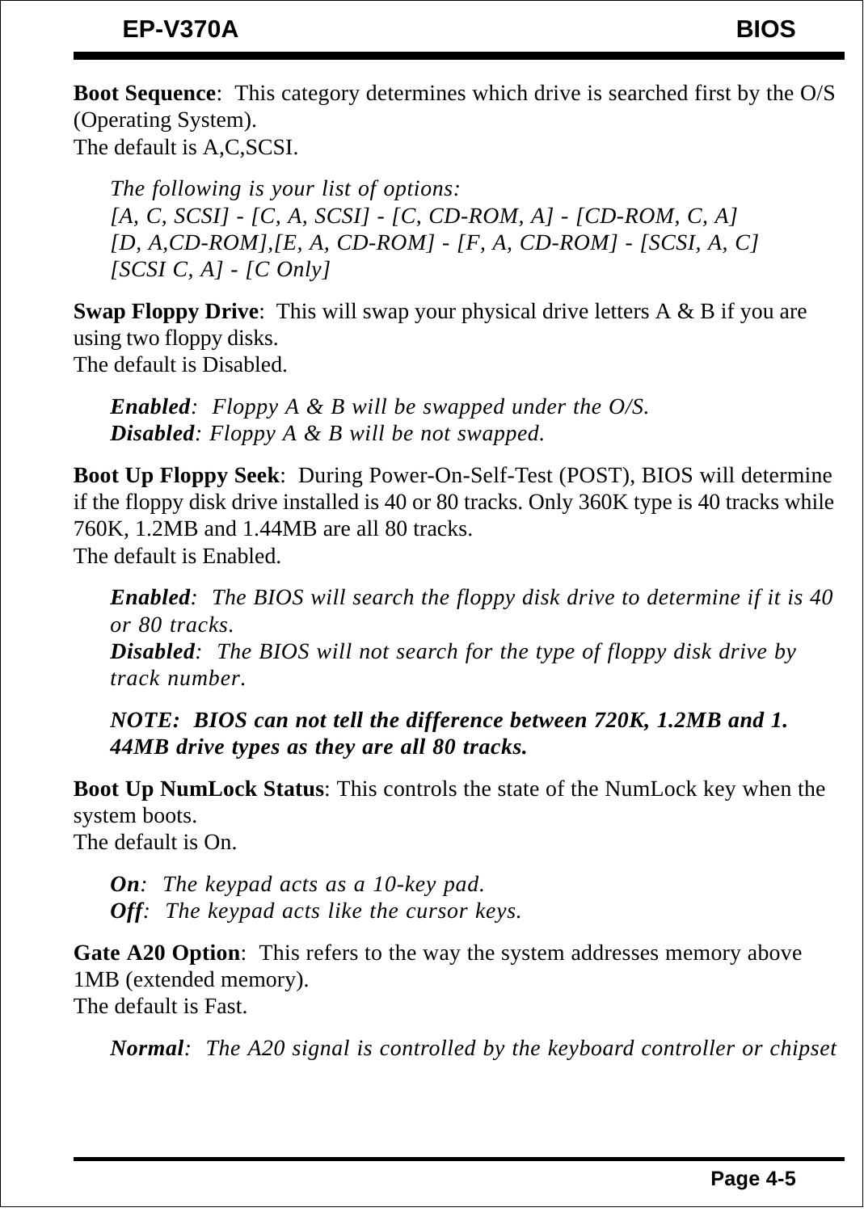**Boot Sequence**:  This category determines which drive is searched first by the O/S (Operating System).
The default is A,C,SCSI.

*The following is your list of options:*
*[A, C, SCSI] - [C, A, SCSI] - [C, CD-ROM, A] - [CD-ROM, C, A]*
*[D, A,CD-ROM],[E, A, CD-ROM] - [F, A, CD-ROM] - [SCSI, A, C]*
*[SCSI C, A] - [C Only]*

**Swap Floppy Drive**:  This will swap your physical drive letters A & B if you are using two floppy disks.
The default is Disabled.

***Enabled***:  *Floppy A & B will be swapped under the O/S.*
***Disabled***: *Floppy A & B will be not swapped.*

**Boot Up Floppy Seek**:  During Power-On-Self-Test (POST), BIOS will determine if the floppy disk drive installed is 40 or 80 tracks. Only 360K type is 40 tracks while 760K, 1.2MB and 1.44MB are all 80 tracks.
The default is Enabled.

***Enabled***:  *The BIOS will search the floppy disk drive to determine if it is 40 or 80 tracks.*
***Disabled***:  *The BIOS will not search for the type of floppy disk drive by track number.*

***NOTE:  BIOS can not tell the difference between 720K, 1.2MB and 1.44MB drive types as they are all 80 tracks.***

**Boot Up NumLock Status**: This controls the state of the NumLock key when the system boots.
The default is On.

***On***:  *The keypad acts as a 10-key pad.*
***Off***:  *The keypad acts like the cursor keys.*

**Gate A20 Option**:  This refers to the way the system addresses memory above 1MB (extended memory).
The default is Fast.

***Normal***:  *The A20 signal is controlled by the keyboard controller or chipset*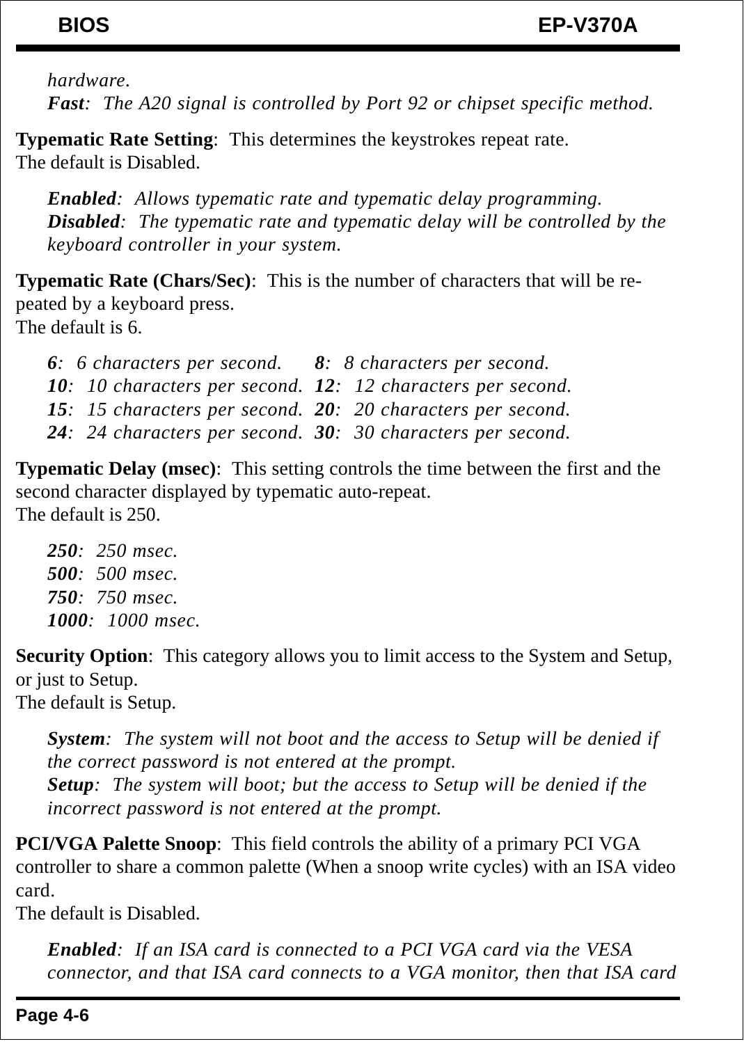*hardware.*
***Fast****: The A20 signal is controlled by Port 92 or chipset specific method.*

**Typematic Rate Setting**: This determines the keystrokes repeat rate.
The default is Disabled.

***Enabled****: Allows typematic rate and typematic delay programming.*
***Disabled****: The typematic rate and typematic delay will be controlled by the keyboard controller in your system.*

**Typematic Rate (Chars/Sec)**: This is the number of characters that will be repeated by a keyboard press.
The default is 6.

***6****: 6 characters per second.* ***8****: 8 characters per second.*
***10****: 10 characters per second.* ***12****: 12 characters per second.*
***15****: 15 characters per second.* ***20****: 20 characters per second.*
***24****: 24 characters per second.* ***30****: 30 characters per second.*

**Typematic Delay (msec)**: This setting controls the time between the first and the second character displayed by typematic auto-repeat.
The default is 250.

***250****: 250 msec.*
***500****: 500 msec.*
***750****: 750 msec.*
***1000****: 1000 msec.*

**Security Option**: This category allows you to limit access to the System and Setup, or just to Setup.
The default is Setup.

***System****: The system will not boot and the access to Setup will be denied if the correct password is not entered at the prompt.*
***Setup****: The system will boot; but the access to Setup will be denied if the incorrect password is not entered at the prompt.*

**PCI/VGA Palette Snoop**: This field controls the ability of a primary PCI VGA controller to share a common palette (When a snoop write cycles) with an ISA video card.
The default is Disabled.

***Enabled****: If an ISA card is connected to a PCI VGA card via the VESA connector, and that ISA card connects to a VGA monitor, then that ISA card*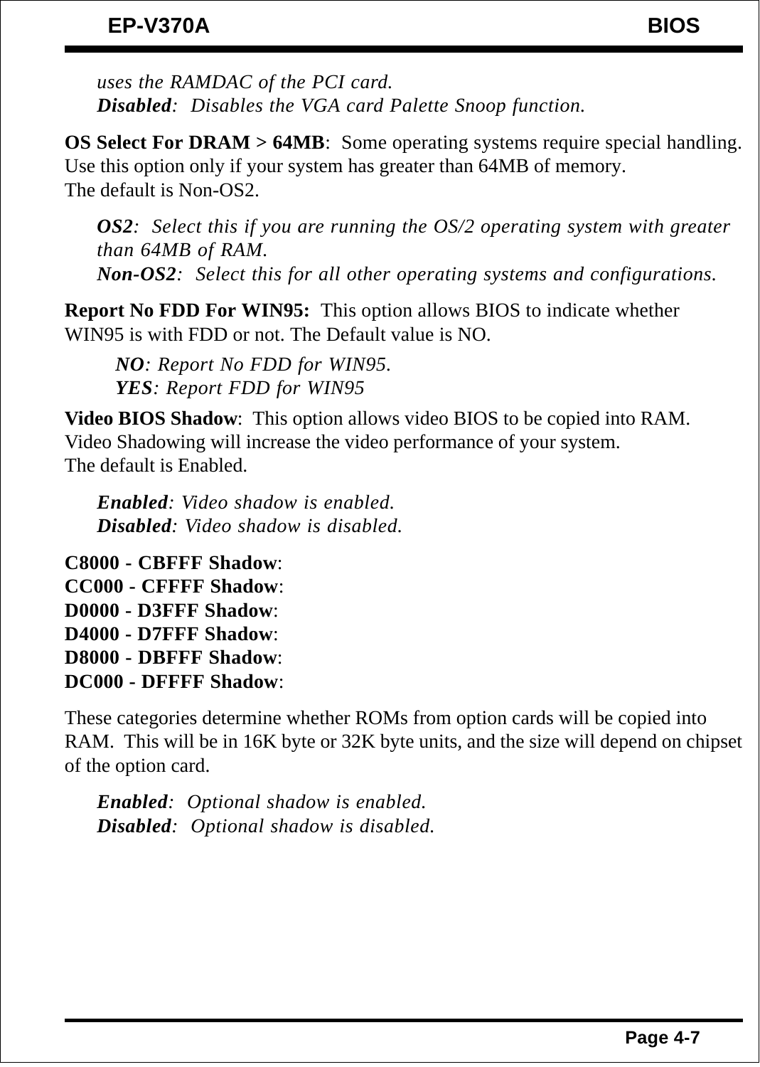*uses the RAMDAC of the PCI card.*
***Disabled**:  Disables the VGA card Palette Snoop function.*

**OS Select For DRAM > 64MB**:  Some operating systems require special handling. Use this option only if your system has greater than 64MB of memory.
The default is Non-OS2.

***OS2**:  Select this if you are running the OS/2 operating system with greater than 64MB of RAM.*
***Non-OS2**:  Select this for all other operating systems and configurations.*

**Report No FDD For WIN95:**  This option allows BIOS to indicate whether WIN95 is with FDD or not. The Default value is NO.

***NO**: Report No FDD for WIN95.*
***YES**: Report FDD for WIN95*

**Video BIOS Shadow**:  This option allows video BIOS to be copied into RAM. Video Shadowing will increase the video performance of your system.
The default is Enabled.

***Enabled**: Video shadow is enabled.*
***Disabled**: Video shadow is disabled.*

**C8000 - CBFFF Shadow**:
**CC000 - CFFFF Shadow**:
**D0000 - D3FFF Shadow**:
**D4000 - D7FFF Shadow**:
**D8000 - DBFFF Shadow**:
**DC000 - DFFFF Shadow**:

These categories determine whether ROMs from option cards will be copied into RAM.  This will be in 16K byte or 32K byte units, and the size will depend on chipset of the option card.

***Enabled**:  Optional shadow is enabled.*
***Disabled**:  Optional shadow is disabled.*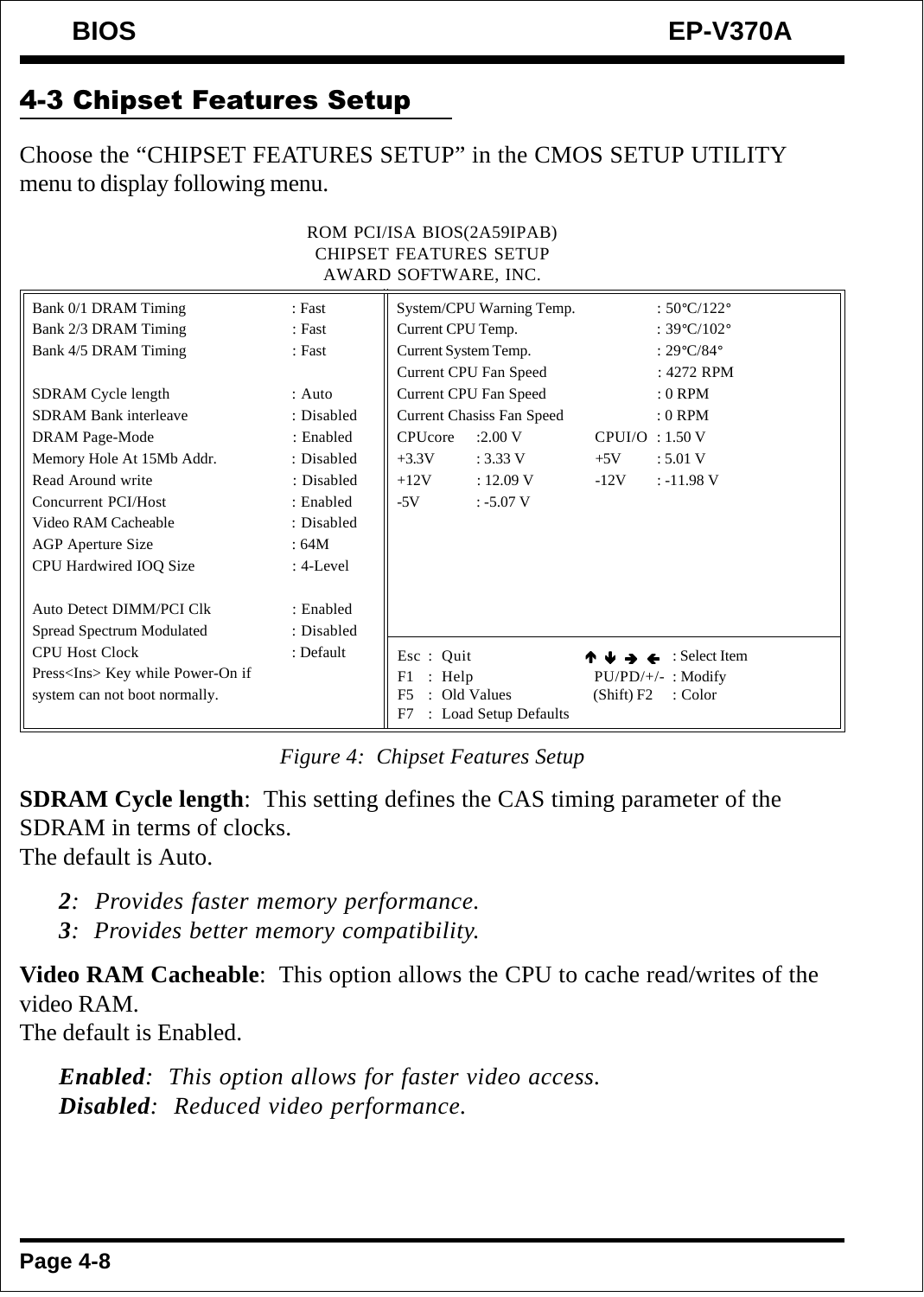## 4-3 Chipset Features Setup

Choose the "CHIPSET FEATURES SETUP" in the CMOS SETUP UTILITY menu to display following menu.

```
                         ROM PCI/ISA BIOS(2A59IPAB)
                          CHIPSET FEATURES SETUP
                          AWARD SOFTWARE, INC.

Bank 0/1 DRAM Timing          : Fast       System/CPU Warning Temp.     : 50°C/122°
Bank 2/3 DRAM Timing          : Fast       Current CPU Temp.            : 39°C/102°
Bank 4/5 DRAM Timing          : Fast       Current System Temp.         : 29°C/84°
                                           Current CPU Fan Speed        : 4272 RPM
SDRAM Cycle length            : Auto       Current CPU Fan Speed        : 0 RPM
SDRAM Bank interleave         : Disabled   Current Chasiss Fan Speed    : 0 RPM
DRAM Page-Mode                : Enabled    CPUcore  :2.00 V     CPUI/O : 1.50 V
Memory Hole At 15Mb Addr.     : Disabled   +3.3V    : 3.33 V    +5V    : 5.01 V
Read Around write             : Disabled   +12V     : 12.09 V   -12V   : -11.98 V
Concurrent PCI/Host           : Enabled    -5V      : -5.07 V
Video RAM Cacheable           : Disabled
AGP Aperture Size             : 64M
CPU Hardwired IOQ Size        : 4-Level

Auto Detect DIMM/PCI Clk      : Enabled
Spread Spectrum Modulated     : Disabled
CPU Host Clock                : Default    Esc : Quit          ↑ ↓ → ← : Select Item
Press<Ins> Key while Power-On if           F1  : Help          PU/PD/+/- : Modify
system can not boot normally.              F5  : Old Values    (Shift) F2 : Color
                                           F7  : Load Setup Defaults
```

*Figure 4: Chipset Features Setup*

**SDRAM Cycle length**: This setting defines the CAS timing parameter of the SDRAM in terms of clocks.
The default is Auto.

> ***2***: *Provides faster memory performance.*
> ***3***: *Provides better memory compatibility.*

**Video RAM Cacheable**: This option allows the CPU to cache read/writes of the video RAM.
The default is Enabled.

> ***Enabled***: *This option allows for faster video access.*
> ***Disabled***: *Reduced video performance.*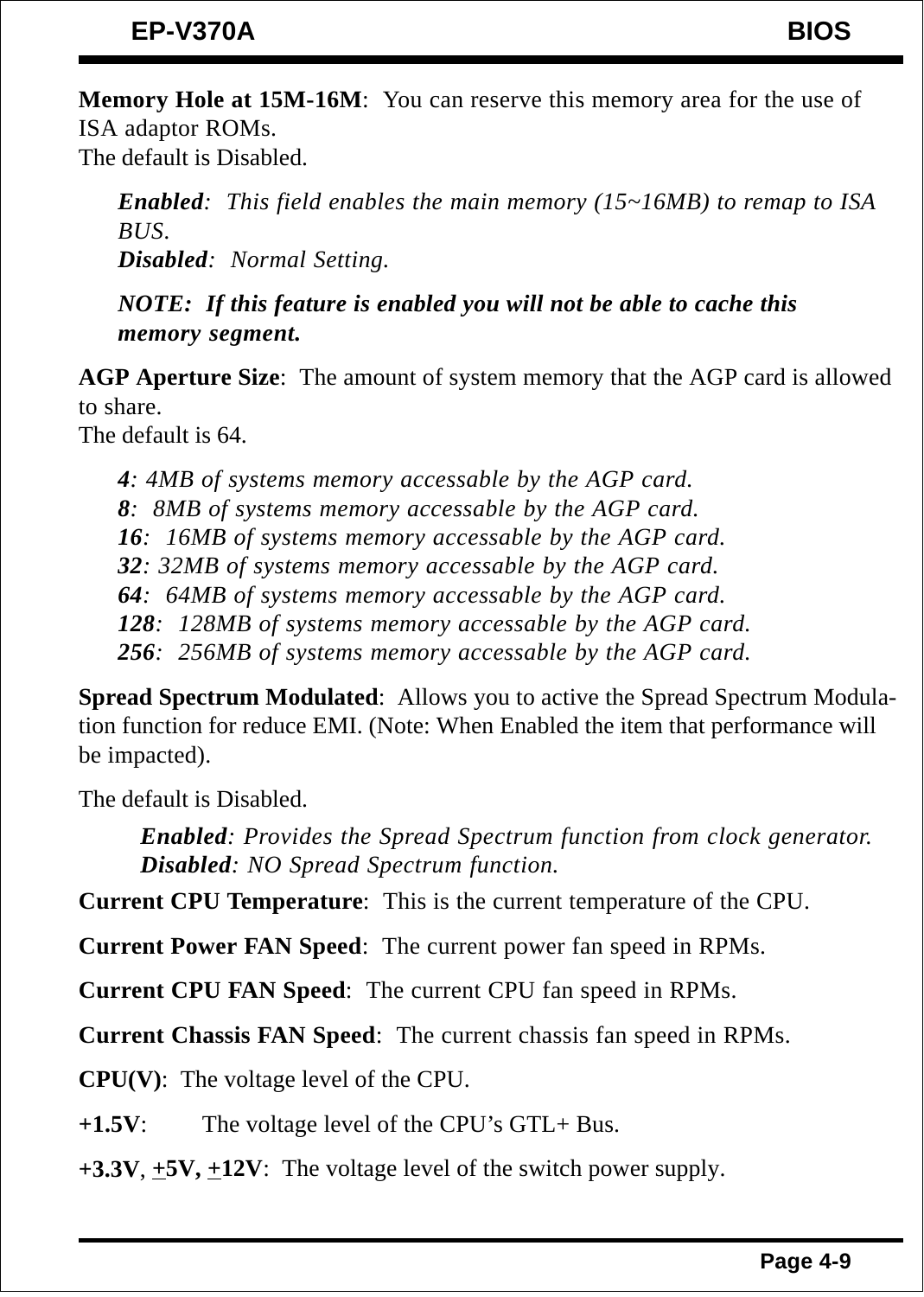**Memory Hole at 15M-16M**: You can reserve this memory area for the use of ISA adaptor ROMs.
The default is Disabled.

*Enabled*: This field enables the main memory (15~16MB) to remap to ISA BUS.
*Disabled*: Normal Setting.

***NOTE: If this feature is enabled you will not be able to cache this memory segment.***

**AGP Aperture Size**: The amount of system memory that the AGP card is allowed to share.
The default is 64.

*4: 4MB of systems memory accessable by the AGP card.*
*8: 8MB of systems memory accessable by the AGP card.*
*16: 16MB of systems memory accessable by the AGP card.*
*32: 32MB of systems memory accessable by the AGP card.*
*64: 64MB of systems memory accessable by the AGP card.*
*128: 128MB of systems memory accessable by the AGP card.*
*256: 256MB of systems memory accessable by the AGP card.*

**Spread Spectrum Modulated**: Allows you to active the Spread Spectrum Modulation function for reduce EMI. (Note: When Enabled the item that performance will be impacted).

The default is Disabled.

*Enabled: Provides the Spread Spectrum function from clock generator.*
*Disabled: NO Spread Spectrum function.*

**Current CPU Temperature**: This is the current temperature of the CPU.

**Current Power FAN Speed**: The current power fan speed in RPMs.

**Current CPU FAN Speed**: The current CPU fan speed in RPMs.

**Current Chassis FAN Speed**: The current chassis fan speed in RPMs.

**CPU(V)**: The voltage level of the CPU.

**+1.5V**: The voltage level of the CPU's GTL+ Bus.

**+3.3V**, **+5V, +12V**: The voltage level of the switch power supply.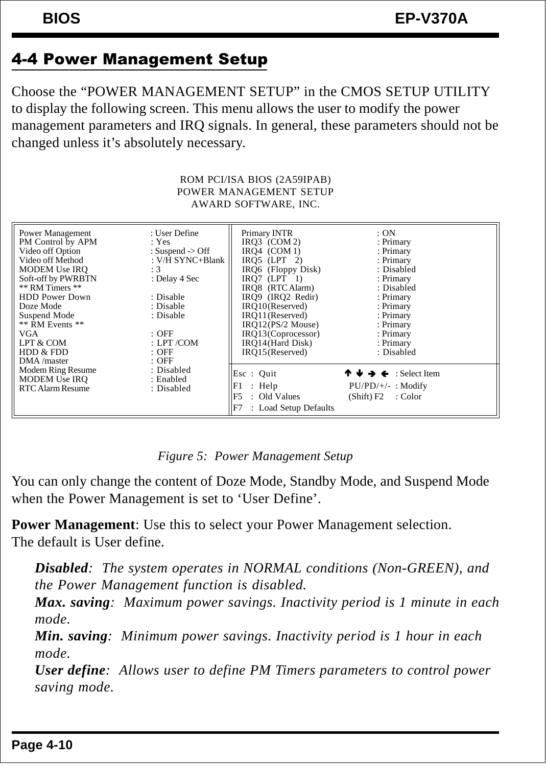## 4-4 Power Management Setup

Choose the "POWER MANAGEMENT SETUP" in the CMOS SETUP UTILITY to display the following screen. This menu allows the user to modify the power management parameters and IRQ signals. In general, these parameters should not be changed unless it's absolutely necessary.

```
                         ROM PCI/ISA BIOS (2A59IPAB)
                          POWER MANAGEMENT SETUP
                           AWARD SOFTWARE, INC.

Power Management         : User Define        Primary INTR               : ON
PM Control by APM        : Yes                  IRQ3  (COM 2)            : Primary
Video off Option         : Suspend -> Off       IRQ4  (COM 1)            : Primary
Video off Method         : V/H SYNC+Blank       IRQ5  (LPT   2)          : Primary
MODEM Use IRQ            : 3                    IRQ6  (Floppy Disk)      : Disabled
Soft-off by PWRBTN       : Delay 4 Sec          IRQ7  (LPT   1)          : Primary
** RM Timers **                                 IRQ8  (RTC Alarm)        : Disabled
HDD Power Down           : Disable              IRQ9  (IRQ2  Redir)      : Primary
Doze Mode                : Disable              IRQ10(Reserved)          : Primary
Suspend Mode             : Disable              IRQ11(Reserved)          : Primary
** RM Events **                                 IRQ12(PS/2 Mouse)        : Primary
VGA                      : OFF                  IRQ13(Coprocessor)       : Primary
LPT & COM                : LPT /COM             IRQ14(Hard Disk)         : Primary
HDD & FDD                : OFF                  IRQ15(Reserved)          : Disabled
DMA /master              : OFF
Modem Ring Resume        : Disabled           Esc  :  Quit            ↑ ↓ → ←  : Select Item
MODEM Use IRQ            : Enabled            F1   :  Help            PU/PD/+/-  : Modify
RTC Alarm Resume         : Disabled           F5   :  Old Values      (Shift) F2 : Color
                                              F7   :  Load Setup Defaults
```

*Figure 5: Power Management Setup*

You can only change the content of Doze Mode, Standby Mode, and Suspend Mode when the Power Management is set to 'User Define'.

**Power Management**: Use this to select your Power Management selection. The default is User define.

> ***Disabled***: *The system operates in NORMAL conditions (Non-GREEN), and the Power Management function is disabled.*
> ***Max. saving***: *Maximum power savings. Inactivity period is 1 minute in each mode.*
> ***Min. saving***: *Minimum power savings. Inactivity period is 1 hour in each mode.*
> ***User define***: *Allows user to define PM Timers parameters to control power saving mode.*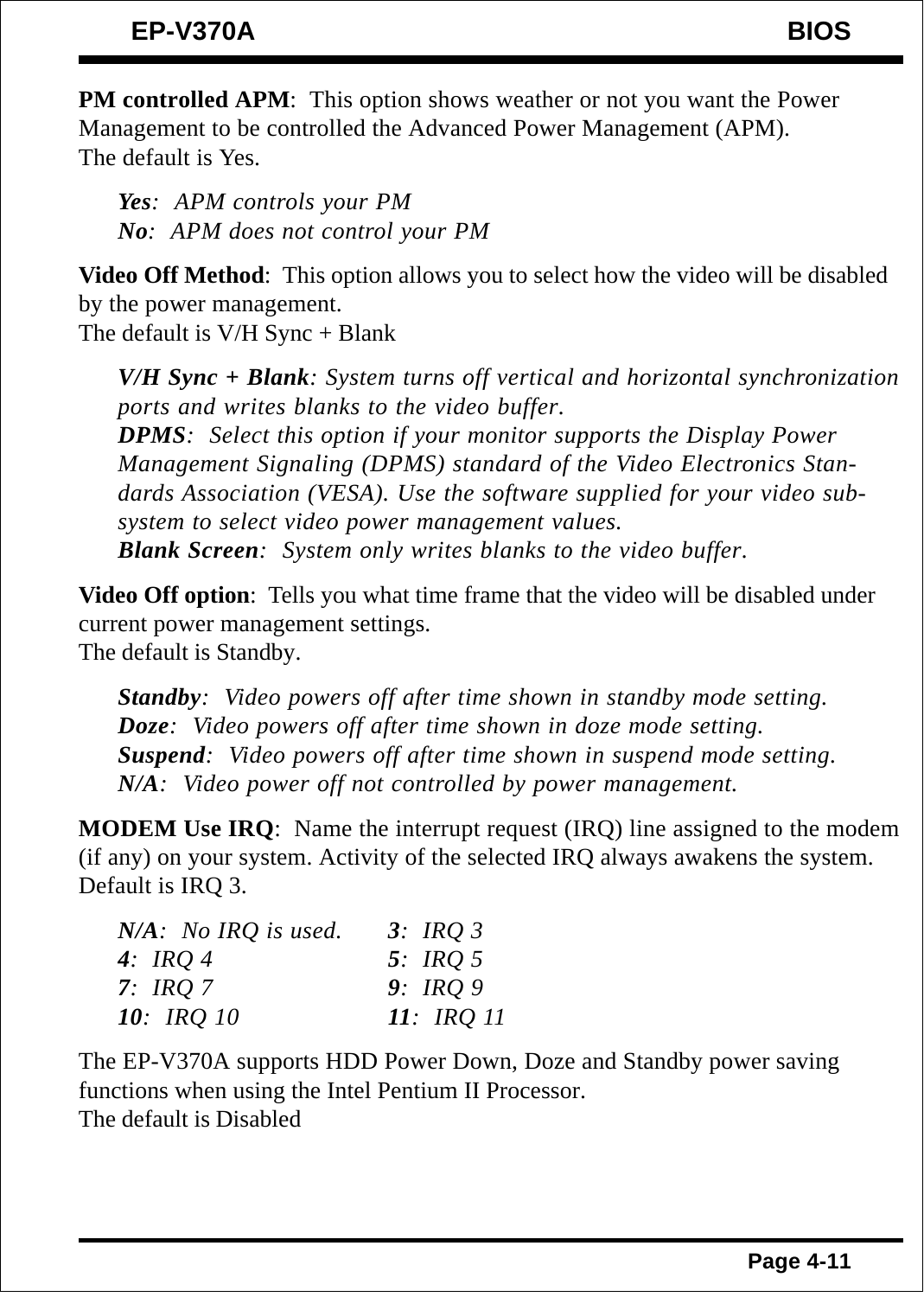**PM controlled APM**:  This option shows weather or not you want the Power Management to be controlled the Advanced Power Management (APM).
The default is Yes.

> ***Yes**:  APM controls your PM*
> ***No**:  APM does not control your PM*

**Video Off Method**:  This option allows you to select how the video will be disabled by the power management.
The default is V/H Sync + Blank

> ***V/H Sync + Blank**: System turns off vertical and horizontal synchronization ports and writes blanks to the video buffer.*
> ***DPMS**:  Select this option if your monitor supports the Display Power Management Signaling (DPMS) standard of the Video Electronics Standards Association (VESA). Use the software supplied for your video subsystem to select video power management values.*
> ***Blank Screen**:  System only writes blanks to the video buffer.*

**Video Off option**:  Tells you what time frame that the video will be disabled under current power management settings.
The default is Standby.

> ***Standby**:  Video powers off after time shown in standby mode setting.*
> ***Doze**:  Video powers off after time shown in doze mode setting.*
> ***Suspend**:  Video powers off after time shown in suspend mode setting.*
> ***N/A**:  Video power off not controlled by power management.*

**MODEM Use IRQ**:  Name the interrupt request (IRQ) line assigned to the modem (if any) on your system. Activity of the selected IRQ always awakens the system.
Default is IRQ 3.

| | |
|---|---|
| ***N/A**:  No IRQ is used.* | ***3**:  IRQ 3* |
| ***4**:  IRQ 4* | ***5**:  IRQ 5* |
| ***7**:  IRQ 7* | ***9**:  IRQ 9* |
| ***10**:  IRQ 10* | ***11**:  IRQ 11* |

The EP-V370A supports HDD Power Down, Doze and Standby power saving functions when using the Intel Pentium II Processor.
The default is Disabled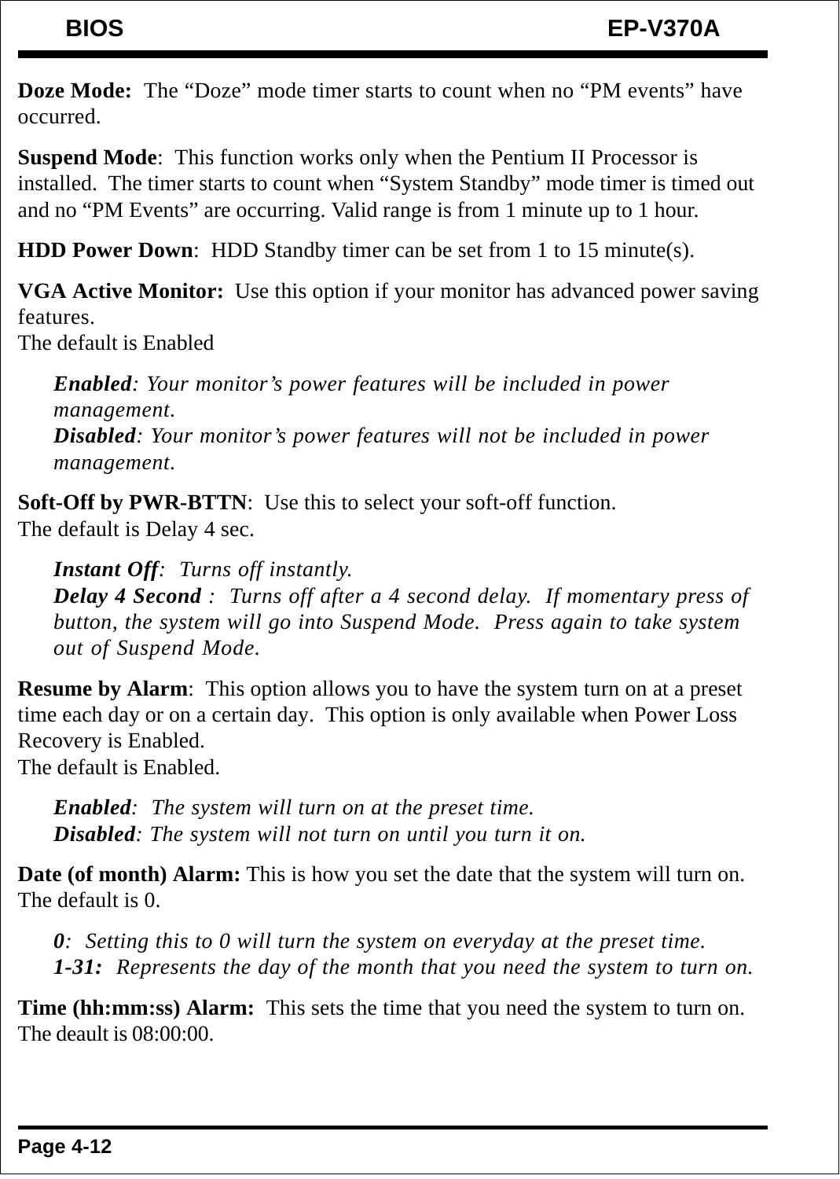**Doze Mode:** The “Doze” mode timer starts to count when no “PM events” have occurred.

**Suspend Mode**: This function works only when the Pentium II Processor is installed. The timer starts to count when “System Standby” mode timer is timed out and no “PM Events” are occurring. Valid range is from 1 minute up to 1 hour.

**HDD Power Down**: HDD Standby timer can be set from 1 to 15 minute(s).

**VGA Active Monitor:** Use this option if your monitor has advanced power saving features.
The default is Enabled

> ***Enabled****: Your monitor’s power features will be included in power management.*
> ***Disabled****: Your monitor’s power features will not be included in power management.*

**Soft-Off by PWR-BTTN**: Use this to select your soft-off function.
The default is Delay 4 sec.

> ***Instant Off****: Turns off instantly.*
> ***Delay 4 Second*** *: Turns off after a 4 second delay. If momentary press of button, the system will go into Suspend Mode. Press again to take system out of Suspend Mode.*

**Resume by Alarm**: This option allows you to have the system turn on at a preset time each day or on a certain day. This option is only available when Power Loss Recovery is Enabled.
The default is Enabled.

> ***Enabled****: The system will turn on at the preset time.*
> ***Disabled****: The system will not turn on until you turn it on.*

**Date (of month) Alarm:** This is how you set the date that the system will turn on.
The default is 0.

> ***0****: Setting this to 0 will turn the system on everyday at the preset time.*
> ***1-31:*** *Represents the day of the month that you need the system to turn on.*

**Time (hh:mm:ss) Alarm:** This sets the time that you need the system to turn on.
The deault is 08:00:00.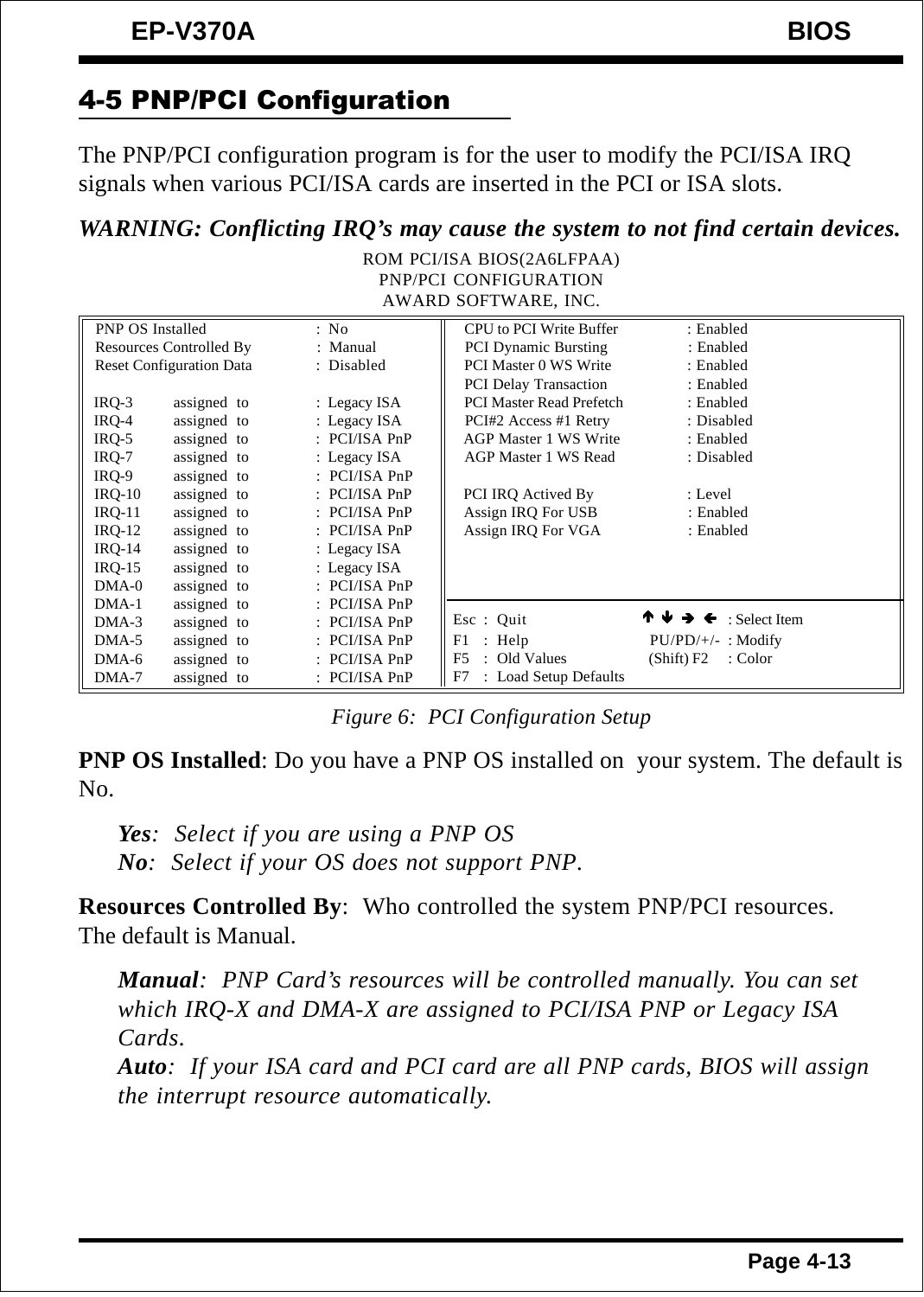## 4-5 PNP/PCI Configuration

The PNP/PCI configuration program is for the user to modify the PCI/ISA IRQ signals when various PCI/ISA cards are inserted in the PCI or ISA slots.

***WARNING: Conflicting IRQ's may cause the system to not find certain devices.***

```
                          ROM PCI/ISA BIOS(2A6LFPAA)
                            PNP/PCI CONFIGURATION
                            AWARD SOFTWARE, INC.

 PNP OS Installed              : No             CPU to PCI Write Buffer      : Enabled
 Resources Controlled By       : Manual         PCI Dynamic Bursting         : Enabled
 Reset Configuration Data      : Disabled       PCI Master 0 WS Write        : Enabled
                                                PCI Delay Transaction        : Enabled
 IRQ-3     assigned  to        : Legacy ISA     PCI Master Read Prefetch     : Enabled
 IRQ-4     assigned  to        : Legacy ISA     PCI#2 Access #1 Retry        : Disabled
 IRQ-5     assigned  to        : PCI/ISA PnP    AGP Master 1 WS Write        : Enabled
 IRQ-7     assigned  to        : Legacy ISA     AGP Master 1 WS Read         : Disabled
 IRQ-9     assigned  to        : PCI/ISA PnP
 IRQ-10    assigned  to        : PCI/ISA PnP    PCI IRQ Actived By           : Level
 IRQ-11    assigned  to        : PCI/ISA PnP    Assign IRQ For USB           : Enabled
 IRQ-12    assigned  to        : PCI/ISA PnP    Assign IRQ For VGA           : Enabled
 IRQ-14    assigned  to        : Legacy ISA
 IRQ-15    assigned  to        : Legacy ISA
 DMA-0     assigned  to        : PCI/ISA PnP
 DMA-1     assigned  to        : PCI/ISA PnP
 DMA-3     assigned  to        : PCI/ISA PnP   Esc : Quit              ↑ ↓ → ← : Select Item
 DMA-5     assigned  to        : PCI/ISA PnP   F1  : Help              PU/PD/+/- : Modify
 DMA-6     assigned  to        : PCI/ISA PnP   F5  : Old Values        (Shift) F2 : Color
 DMA-7     assigned  to        : PCI/ISA PnP   F7  : Load Setup Defaults
```

*Figure 6: PCI Configuration Setup*

**PNP OS Installed**: Do you have a PNP OS installed on your system. The default is No.

> ***Yes***: *Select if you are using a PNP OS*
> ***No***: *Select if your OS does not support PNP.*

**Resources Controlled By**: Who controlled the system PNP/PCI resources. The default is Manual.

> ***Manual***: *PNP Card's resources will be controlled manually. You can set which IRQ-X and DMA-X are assigned to PCI/ISA PNP or Legacy ISA Cards.*
> ***Auto***: *If your ISA card and PCI card are all PNP cards, BIOS will assign the interrupt resource automatically.*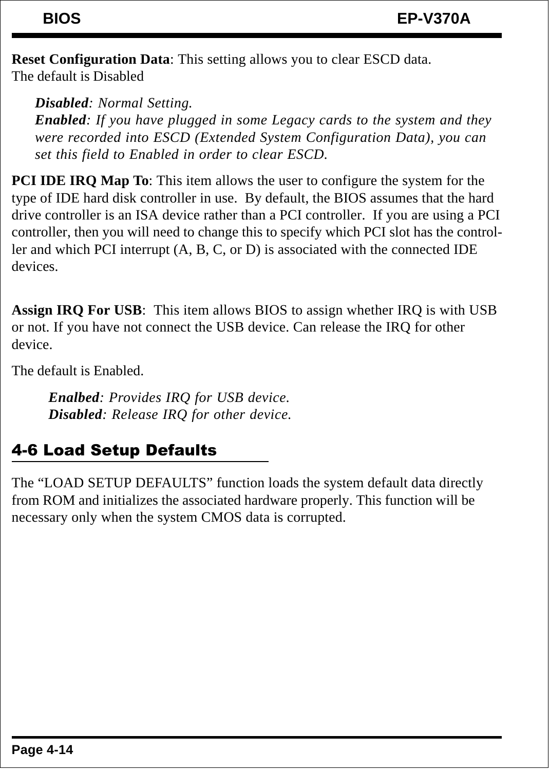**Reset Configuration Data**: This setting allows you to clear ESCD data.
The default is Disabled

> ***Disabled***: *Normal Setting.*
> ***Enabled***: *If you have plugged in some Legacy cards to the system and they were recorded into ESCD (Extended System Configuration Data), you can set this field to Enabled in order to clear ESCD.*

**PCI IDE IRQ Map To**: This item allows the user to configure the system for the type of IDE hard disk controller in use. By default, the BIOS assumes that the hard drive controller is an ISA device rather than a PCI controller. If you are using a PCI controller, then you will need to change this to specify which PCI slot has the controller and which PCI interrupt (A, B, C, or D) is associated with the connected IDE devices.

**Assign IRQ For USB**: This item allows BIOS to assign whether IRQ is with USB or not. If you have not connect the USB device. Can release the IRQ for other device.

The default is Enabled.

> ***Enalbed***: *Provides IRQ for USB device.*
> ***Disabled***: *Release IRQ for other device.*

## 4-6 Load Setup Defaults

The “LOAD SETUP DEFAULTS” function loads the system default data directly from ROM and initializes the associated hardware properly. This function will be necessary only when the system CMOS data is corrupted.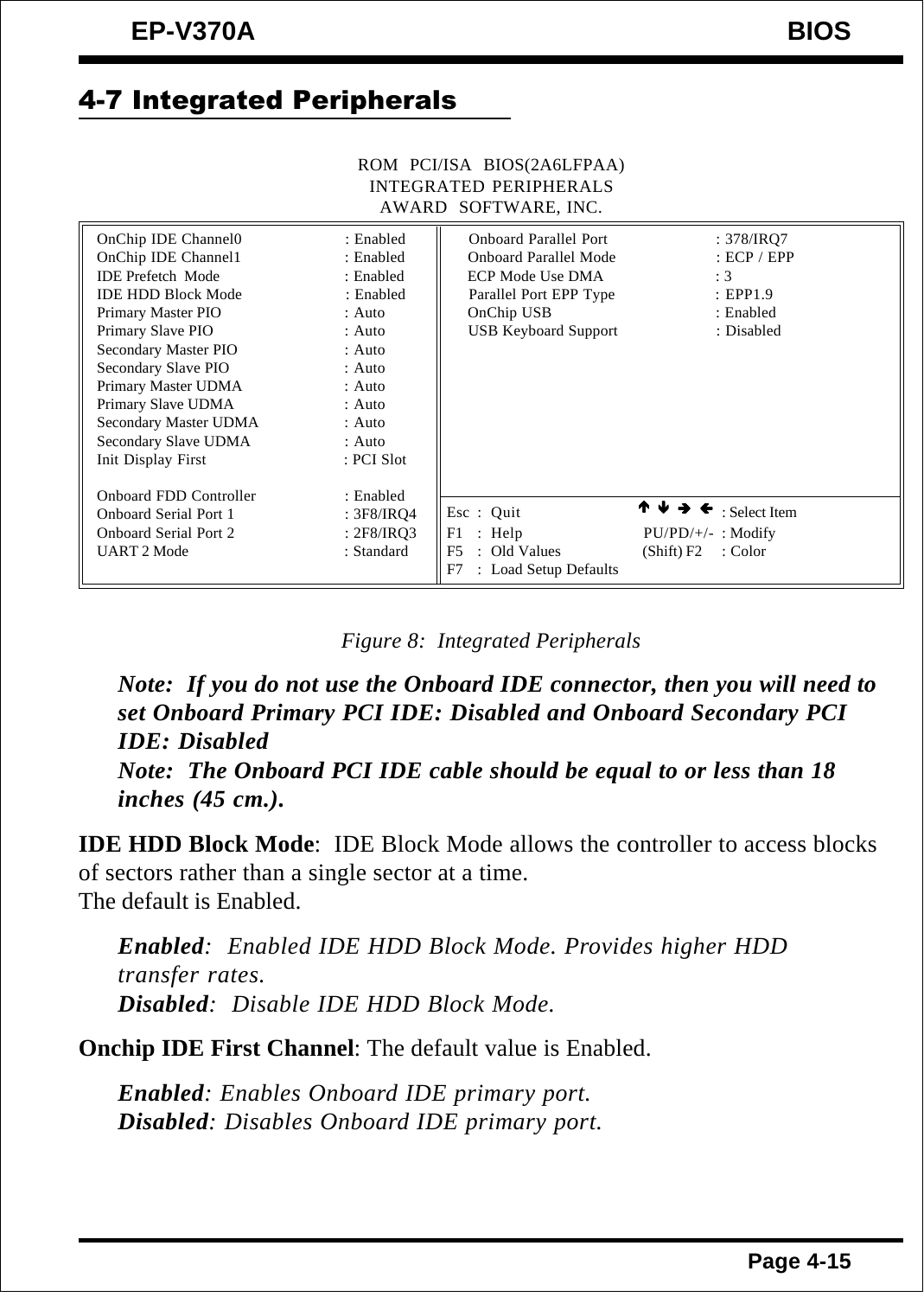## 4-7 Integrated Peripherals

```
                    ROM  PCI/ISA  BIOS(2A6LFPAA)
                      INTEGRATED PERIPHERALS
                       AWARD  SOFTWARE, INC.

OnChip IDE Channel0        : Enabled     Onboard Parallel Port      : 378/IRQ7
OnChip IDE Channel1        : Enabled     Onboard Parallel Mode      : ECP / EPP
IDE Prefetch  Mode         : Enabled     ECP Mode Use DMA           : 3
IDE HDD Block Mode         : Enabled     Parallel Port EPP Type     : EPP1.9
Primary Master PIO         : Auto        OnChip USB                 : Enabled
Primary Slave PIO          : Auto        USB Keyboard Support       : Disabled
Secondary Master PIO       : Auto
Secondary Slave PIO        : Auto
Primary Master UDMA        : Auto
Primary Slave UDMA         : Auto
Secondary Master UDMA      : Auto
Secondary Slave UDMA       : Auto
Init Display First         : PCI Slot

Onboard FDD Controller     : Enabled     Esc  :  Quit            ↑ ↓ → ←  : Select Item
Onboard Serial Port 1      : 3F8/IRQ4    F1   :  Help            PU/PD/+/-  : Modify
Onboard Serial Port 2      : 2F8/IRQ3    F5   :  Old Values      (Shift) F2 : Color
UART 2 Mode                : Standard    F7   :  Load Setup Defaults
```

*Figure 8: Integrated Peripherals*

***Note: If you do not use the Onboard IDE connector, then you will need to set Onboard Primary PCI IDE: Disabled and Onboard Secondary PCI IDE: Disabled***
***Note: The Onboard PCI IDE cable should be equal to or less than 18 inches (45 cm.).***

**IDE HDD Block Mode**: IDE Block Mode allows the controller to access blocks of sectors rather than a single sector at a time.
The default is Enabled.

> ***Enabled***: *Enabled IDE HDD Block Mode. Provides higher HDD transfer rates.*
> ***Disabled***: *Disable IDE HDD Block Mode.*

**Onchip IDE First Channel**: The default value is Enabled.

> ***Enabled***: *Enables Onboard IDE primary port.*
> ***Disabled***: *Disables Onboard IDE primary port.*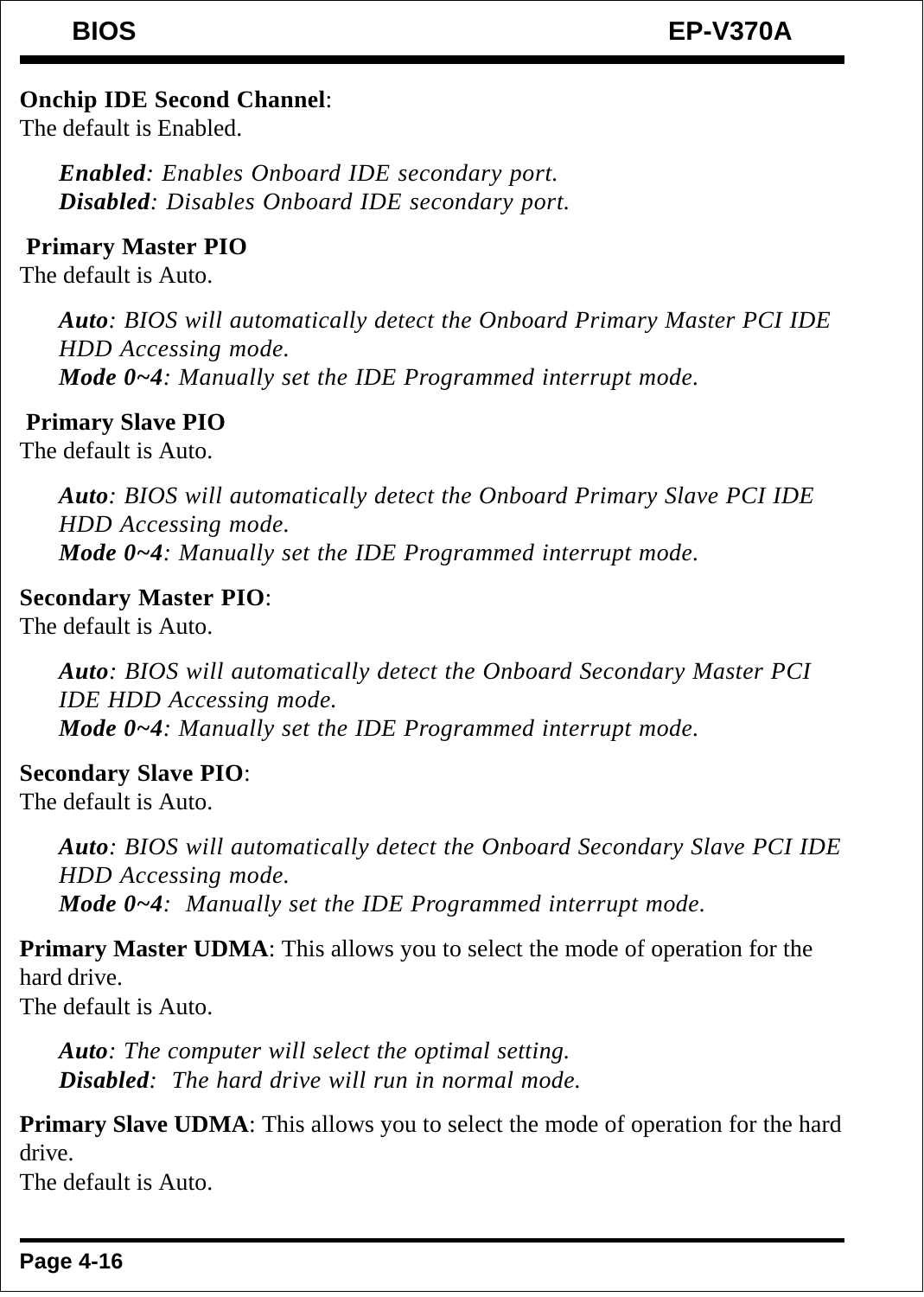**Onchip IDE Second Channel**:
The default is Enabled.

> ***Enabled***: *Enables Onboard IDE secondary port.*
> ***Disabled***: *Disables Onboard IDE secondary port.*

**Primary Master PIO**
The default is Auto.

> ***Auto***: *BIOS will automatically detect the Onboard Primary Master PCI IDE HDD Accessing mode.*
> ***Mode 0~4***: *Manually set the IDE Programmed interrupt mode.*

**Primary Slave PIO**
The default is Auto.

> ***Auto***: *BIOS will automatically detect the Onboard Primary Slave PCI IDE HDD Accessing mode.*
> ***Mode 0~4***: *Manually set the IDE Programmed interrupt mode.*

**Secondary Master PIO**:
The default is Auto.

> ***Auto***: *BIOS will automatically detect the Onboard Secondary Master PCI IDE HDD Accessing mode.*
> ***Mode 0~4***: *Manually set the IDE Programmed interrupt mode.*

**Secondary Slave PIO**:
The default is Auto.

> ***Auto***: *BIOS will automatically detect the Onboard Secondary Slave PCI IDE HDD Accessing mode.*
> ***Mode 0~4***: *Manually set the IDE Programmed interrupt mode.*

**Primary Master UDMA**: This allows you to select the mode of operation for the hard drive.
The default is Auto.

> ***Auto***: *The computer will select the optimal setting.*
> ***Disabled***: *The hard drive will run in normal mode.*

**Primary Slave UDMA**: This allows you to select the mode of operation for the hard drive.
The default is Auto.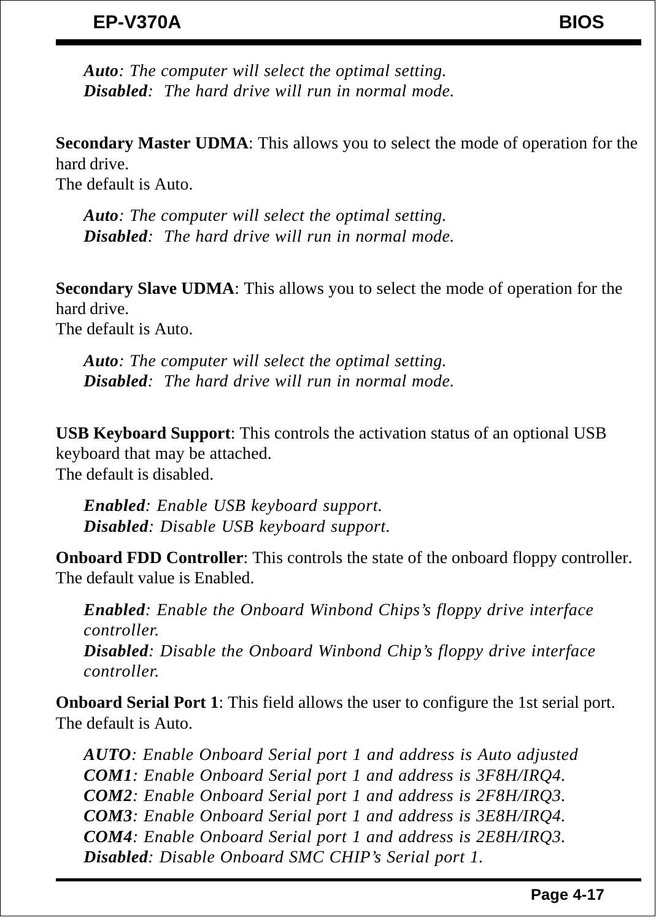*__Auto__: The computer will select the optimal setting.*
*__Disabled__: The hard drive will run in normal mode.*

**Secondary Master UDMA**: This allows you to select the mode of operation for the hard drive.
The default is Auto.

*__Auto__: The computer will select the optimal setting.*
*__Disabled__: The hard drive will run in normal mode.*

**Secondary Slave UDMA**: This allows you to select the mode of operation for the hard drive.
The default is Auto.

*__Auto__: The computer will select the optimal setting.*
*__Disabled__: The hard drive will run in normal mode.*

**USB Keyboard Support**: This controls the activation status of an optional USB keyboard that may be attached.
The default is disabled.

*__Enabled__: Enable USB keyboard support.*
*__Disabled__: Disable USB keyboard support.*

**Onboard FDD Controller**: This controls the state of the onboard floppy controller. The default value is Enabled.

*__Enabled__: Enable the Onboard Winbond Chips's floppy drive interface controller.*
*__Disabled__: Disable the Onboard Winbond Chip's floppy drive interface controller.*

**Onboard Serial Port 1**: This field allows the user to configure the 1st serial port. The default is Auto.

*__AUTO__: Enable Onboard Serial port 1 and address is Auto adjusted*
*__COM1__: Enable Onboard Serial port 1 and address is 3F8H/IRQ4.*
*__COM2__: Enable Onboard Serial port 1 and address is 2F8H/IRQ3.*
*__COM3__: Enable Onboard Serial port 1 and address is 3E8H/IRQ4.*
*__COM4__: Enable Onboard Serial port 1 and address is 2E8H/IRQ3.*
*__Disabled__: Disable Onboard SMC CHIP's Serial port 1.*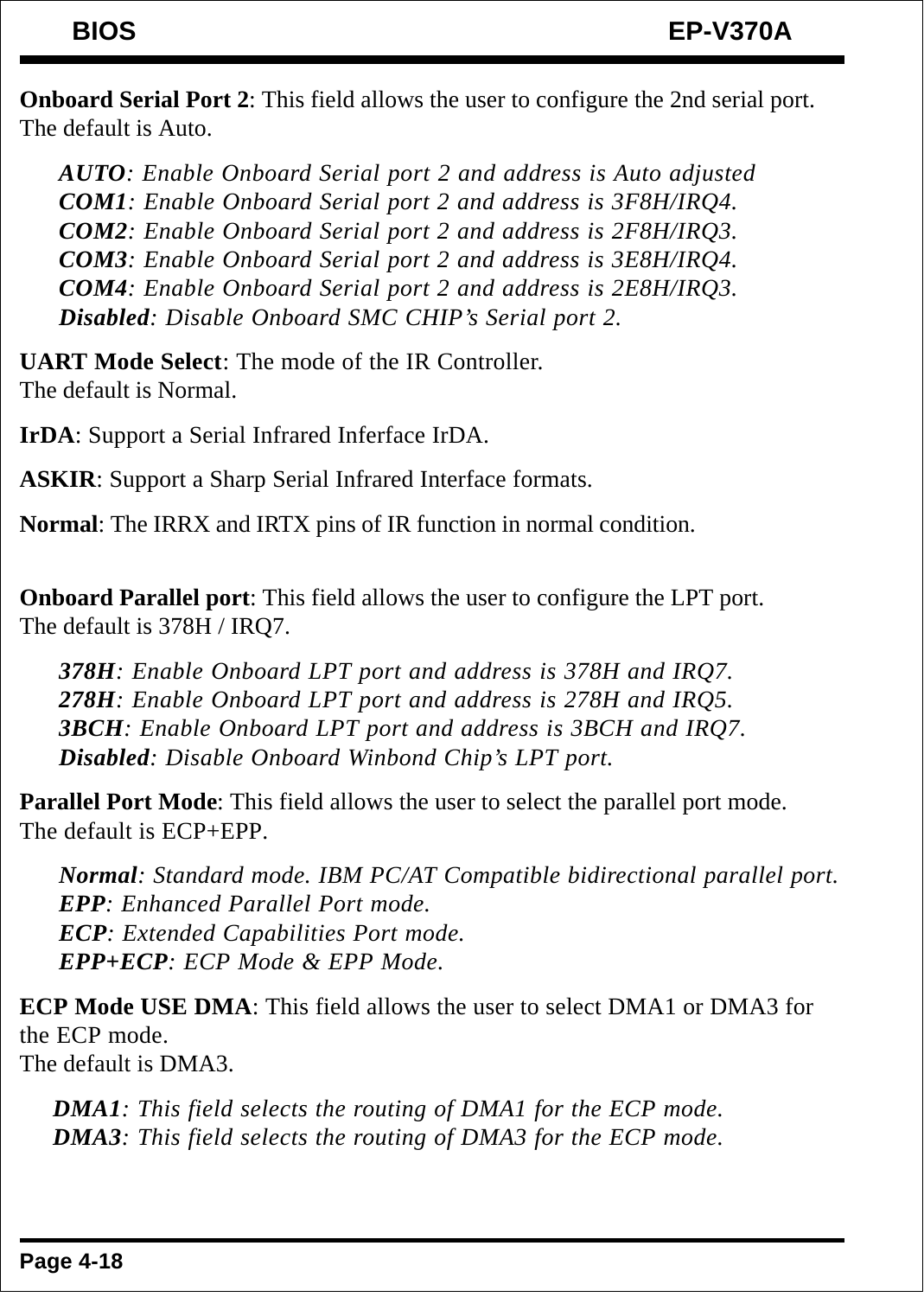**Onboard Serial Port 2**: This field allows the user to configure the 2nd serial port.
The default is Auto.

*__AUTO__: Enable Onboard Serial port 2 and address is Auto adjusted*
*__COM1__: Enable Onboard Serial port 2 and address is 3F8H/IRQ4.*
*__COM2__: Enable Onboard Serial port 2 and address is 2F8H/IRQ3.*
*__COM3__: Enable Onboard Serial port 2 and address is 3E8H/IRQ4.*
*__COM4__: Enable Onboard Serial port 2 and address is 2E8H/IRQ3.*
*__Disabled__: Disable Onboard SMC CHIP's Serial port 2.*

**UART Mode Select**: The mode of the IR Controller.
The default is Normal.

**IrDA**: Support a Serial Infrared Inferface IrDA.

**ASKIR**: Support a Sharp Serial Infrared Interface formats.

**Normal**: The IRRX and IRTX pins of IR function in normal condition.

**Onboard Parallel port**: This field allows the user to configure the LPT port.
The default is 378H / IRQ7.

*__378H__: Enable Onboard LPT port and address is 378H and IRQ7.*
*__278H__: Enable Onboard LPT port and address is 278H and IRQ5.*
*__3BCH__: Enable Onboard LPT port and address is 3BCH and IRQ7.*
*__Disabled__: Disable Onboard Winbond Chip's LPT port.*

**Parallel Port Mode**: This field allows the user to select the parallel port mode.
The default is ECP+EPP.

*__Normal__: Standard mode. IBM PC/AT Compatible bidirectional parallel port.*
*__EPP__: Enhanced Parallel Port mode.*
*__ECP__: Extended Capabilities Port mode.*
*__EPP+ECP__: ECP Mode & EPP Mode.*

**ECP Mode USE DMA**: This field allows the user to select DMA1 or DMA3 for the ECP mode.
The default is DMA3.

*__DMA1__: This field selects the routing of DMA1 for the ECP mode.*
*__DMA3__: This field selects the routing of DMA3 for the ECP mode.*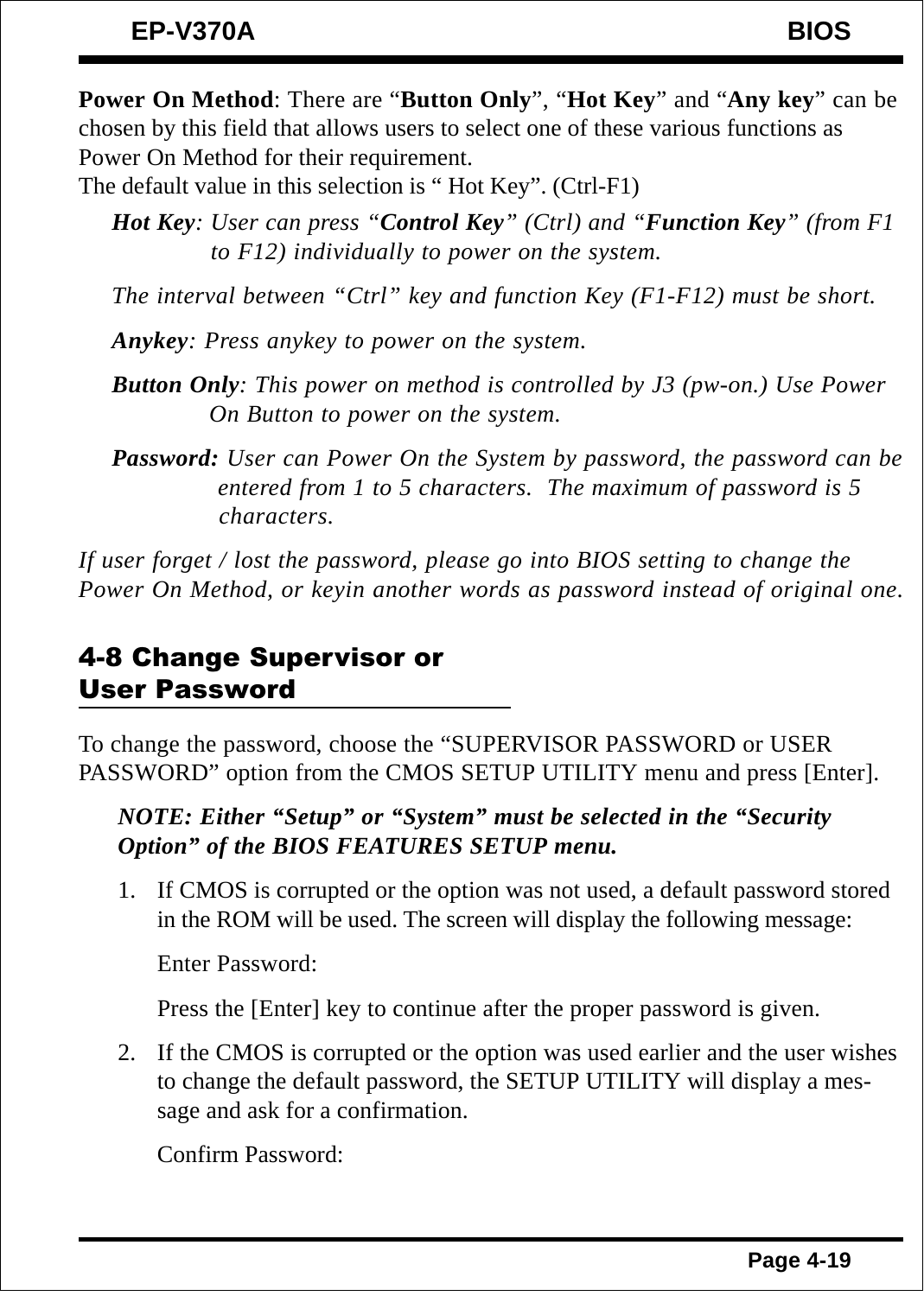**Power On Method**: There are "**Button Only**", "**Hot Key**" and "**Any key**" can be chosen by this field that allows users to select one of these various functions as Power On Method for their requirement.
The default value in this selection is " Hot Key". (Ctrl-F1)

*__Hot Key__: User can press "__Control Key__" (Ctrl) and "__Function Key__" (from F1 to F12) individually to power on the system.*

*The interval between "Ctrl" key and function Key (F1-F12) must be short.*

*__Anykey__: Press anykey to power on the system.*

*__Button Only__: This power on method is controlled by J3 (pw-on.) Use Power On Button to power on the system.*

*__Password:__ User can Power On the System by password, the password can be entered from 1 to 5 characters. The maximum of password is 5 characters.*

*If user forget / lost the password, please go into BIOS setting to change the Power On Method, or keyin another words as password instead of original one.*

## 4-8 Change Supervisor or User Password

To change the password, choose the "SUPERVISOR PASSWORD or USER PASSWORD" option from the CMOS SETUP UTILITY menu and press [Enter].

***NOTE: Either "Setup" or "System" must be selected in the "Security Option" of the BIOS FEATURES SETUP menu.***

1. If CMOS is corrupted or the option was not used, a default password stored in the ROM will be used. The screen will display the following message:

   Enter Password:

   Press the [Enter] key to continue after the proper password is given.

2. If the CMOS is corrupted or the option was used earlier and the user wishes to change the default password, the SETUP UTILITY will display a message and ask for a confirmation.

   Confirm Password: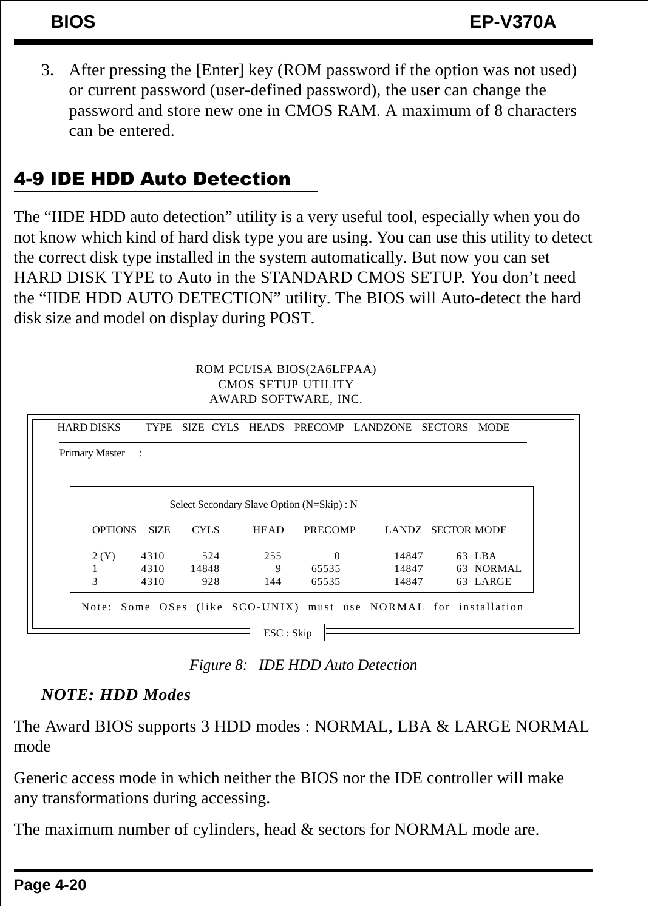3. After pressing the [Enter] key (ROM password if the option was not used) or current password (user-defined password), the user can change the password and store new one in CMOS RAM. A maximum of 8 characters can be entered.

## 4-9 IDE HDD Auto Detection

The “IIDE HDD auto detection” utility is a very useful tool, especially when you do not know which kind of hard disk type you are using. You can use this utility to detect the correct disk type installed in the system automatically. But now you can set HARD DISK TYPE to Auto in the STANDARD CMOS SETUP. You don’t need the “IIDE HDD AUTO DETECTION” utility. The BIOS will Auto-detect the hard disk size and model on display during POST.

```
                    ROM PCI/ISA BIOS(2A6LFPAA)
                        CMOS SETUP UTILITY
                       AWARD SOFTWARE, INC.

 HARD DISKS     TYPE  SIZE  CYLS  HEADS  PRECOMP  LANDZONE  SECTORS  MODE
 Primary Master    :

             Select Secondary Slave Option (N=Skip) : N

   OPTIONS  SIZE   CYLS   HEAD   PRECOMP   LANDZ   SECTOR MODE

   2 (Y)    4310    524    255        0    14847    63  LBA
   1        4310  14848      9    65535    14847    63  NORMAL
   3        4310    928    144    65535    14847    63  LARGE

   Note: Some OSes (like SCO-UNIX) must use NORMAL for installation

                              ESC : Skip
```

*Figure 8: IDE HDD Auto Detection*

***NOTE: HDD Modes***

The Award BIOS supports 3 HDD modes : NORMAL, LBA & LARGE NORMAL mode

Generic access mode in which neither the BIOS nor the IDE controller will make any transformations during accessing.

The maximum number of cylinders, head & sectors for NORMAL mode are.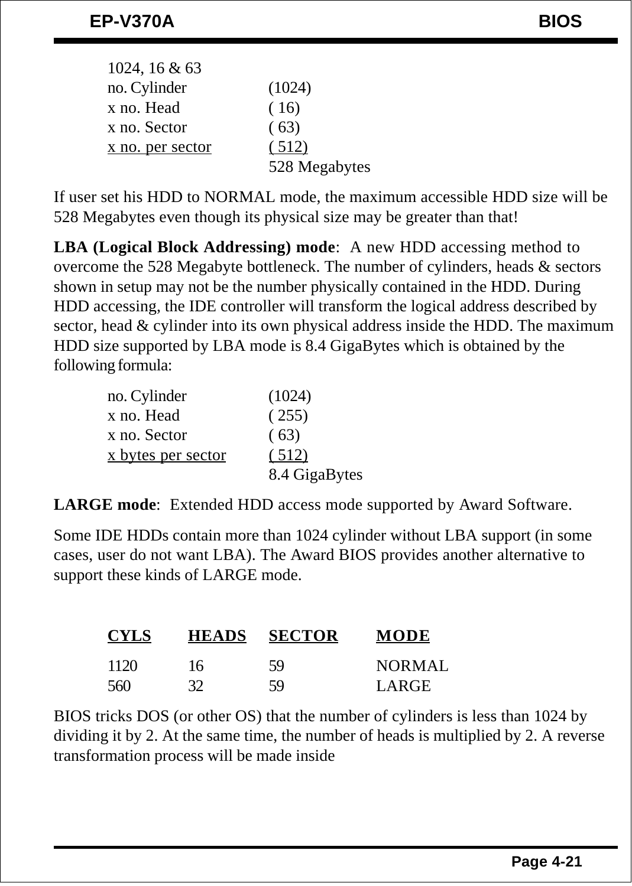1024, 16 & 63

| | |
|---|---|
| no. Cylinder | (1024) |
| x no. Head | ( 16) |
| x no. Sector | ( 63) |
| x no. per sector | ( 512) |
| | 528 Megabytes |

If user set his HDD to NORMAL mode, the maximum accessible HDD size will be 528 Megabytes even though its physical size may be greater than that!

**LBA (Logical Block Addressing) mode**: A new HDD accessing method to overcome the 528 Megabyte bottleneck. The number of cylinders, heads & sectors shown in setup may not be the number physically contained in the HDD. During HDD accessing, the IDE controller will transform the logical address described by sector, head & cylinder into its own physical address inside the HDD. The maximum HDD size supported by LBA mode is 8.4 GigaBytes which is obtained by the following formula:

| | |
|---|---|
| no. Cylinder | (1024) |
| x no. Head | ( 255) |
| x no. Sector | ( 63) |
| x bytes per sector | ( 512) |
| | 8.4 GigaBytes |

**LARGE mode**: Extended HDD access mode supported by Award Software.

Some IDE HDDs contain more than 1024 cylinder without LBA support (in some cases, user do not want LBA). The Award BIOS provides another alternative to support these kinds of LARGE mode.

| CYLS | HEADS | SECTOR | MODE |
|---|---|---|---|
| 1120 | 16 | 59 | NORMAL |
| 560 | 32 | 59 | LARGE |

BIOS tricks DOS (or other OS) that the number of cylinders is less than 1024 by dividing it by 2. At the same time, the number of heads is multiplied by 2. A reverse transformation process will be made inside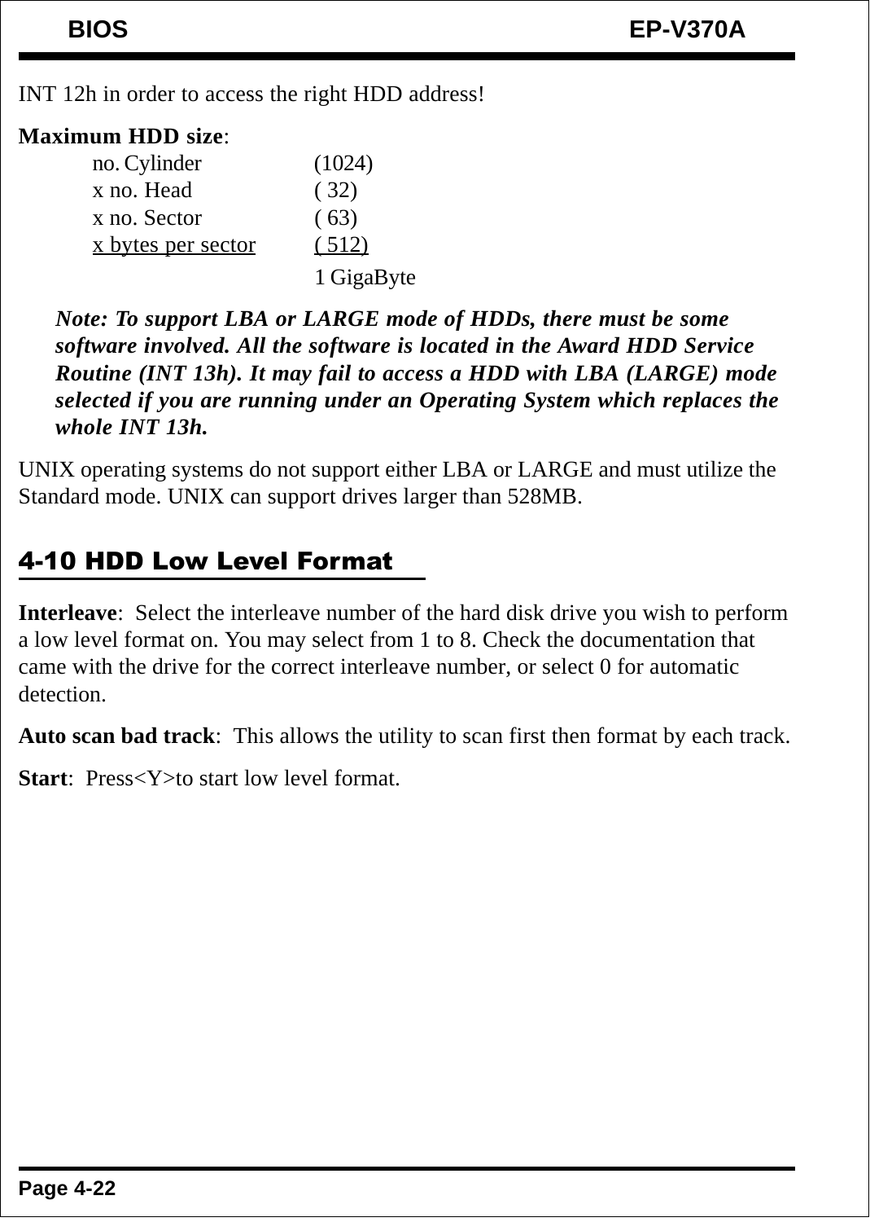INT 12h in order to access the right HDD address!

**Maximum HDD size**:

| | |
|---|---|
| no. Cylinder | (1024) |
| x no. Head | ( 32) |
| x no. Sector | ( 63) |
| x bytes per sector | ( 512) |
| | 1 GigaByte |

***Note: To support LBA or LARGE mode of HDDs, there must be some software involved. All the software is located in the Award HDD Service Routine (INT 13h). It may fail to access a HDD with LBA (LARGE) mode selected if you are running under an Operating System which replaces the whole INT 13h.***

UNIX operating systems do not support either LBA or LARGE and must utilize the Standard mode. UNIX can support drives larger than 528MB.

## 4-10 HDD Low Level Format

**Interleave**: Select the interleave number of the hard disk drive you wish to perform a low level format on. You may select from 1 to 8. Check the documentation that came with the drive for the correct interleave number, or select 0 for automatic detection.

**Auto scan bad track**: This allows the utility to scan first then format by each track.

**Start**: Press<Y>to start low level format.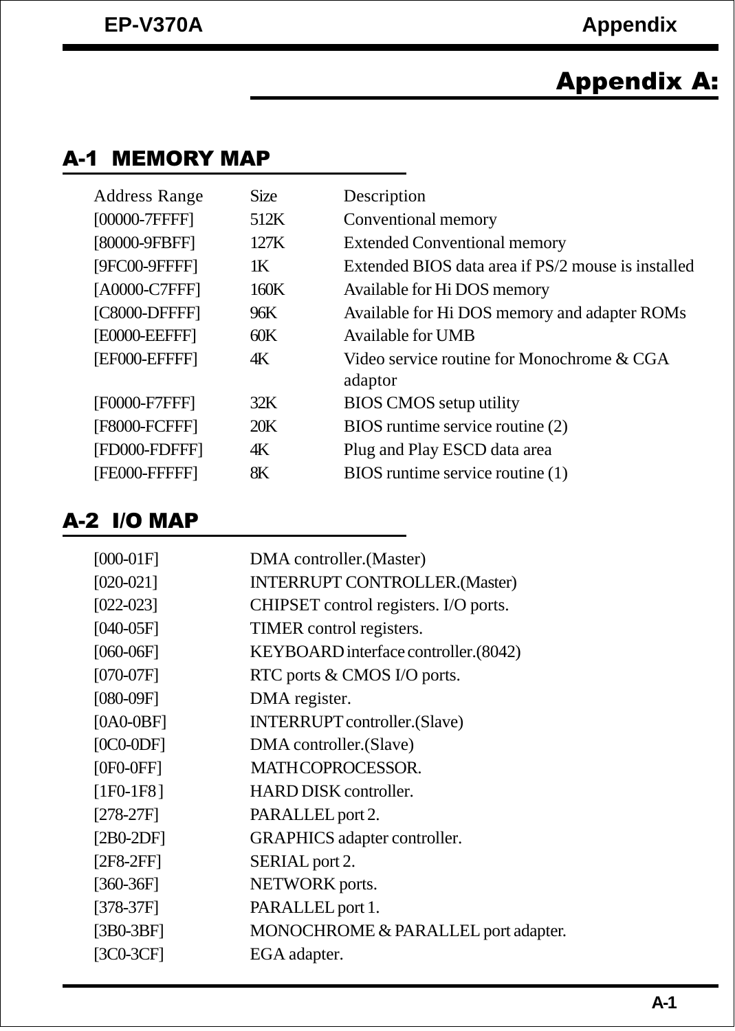# Appendix A:

## A-1 MEMORY MAP

| Address Range | Size | Description |
|---|---|---|
| [00000-7FFFF] | 512K | Conventional memory |
| [80000-9FBFF] | 127K | Extended Conventional memory |
| [9FC00-9FFFF] | 1K | Extended BIOS data area if PS/2 mouse is installed |
| [A0000-C7FFF] | 160K | Available for Hi DOS memory |
| [C8000-DFFFF] | 96K | Available for Hi DOS memory and adapter ROMs |
| [E0000-EEFFF] | 60K | Available for UMB |
| [EF000-EFFFF] | 4K | Video service routine for Monochrome & CGA adaptor |
| [F0000-F7FFF] | 32K | BIOS CMOS setup utility |
| [F8000-FCFFF] | 20K | BIOS runtime service routine (2) |
| [FD000-FDFFF] | 4K | Plug and Play ESCD data area |
| [FE000-FFFFF] | 8K | BIOS runtime service routine (1) |

## A-2 I/O MAP

| | |
|---|---|
| [000-01F] | DMA controller.(Master) |
| [020-021] | INTERRUPT CONTROLLER.(Master) |
| [022-023] | CHIPSET control registers. I/O ports. |
| [040-05F] | TIMER control registers. |
| [060-06F] | KEYBOARD interface controller.(8042) |
| [070-07F] | RTC ports & CMOS I/O ports. |
| [080-09F] | DMA register. |
| [0A0-0BF] | INTERRUPT controller.(Slave) |
| [0C0-0DF] | DMA controller.(Slave) |
| [0F0-0FF] | MATH COPROCESSOR. |
| [1F0-1F8] | HARD DISK controller. |
| [278-27F] | PARALLEL port 2. |
| [2B0-2DF] | GRAPHICS adapter controller. |
| [2F8-2FF] | SERIAL port 2. |
| [360-36F] | NETWORK ports. |
| [378-37F] | PARALLEL port 1. |
| [3B0-3BF] | MONOCHROME & PARALLEL port adapter. |
| [3C0-3CF] | EGA adapter. |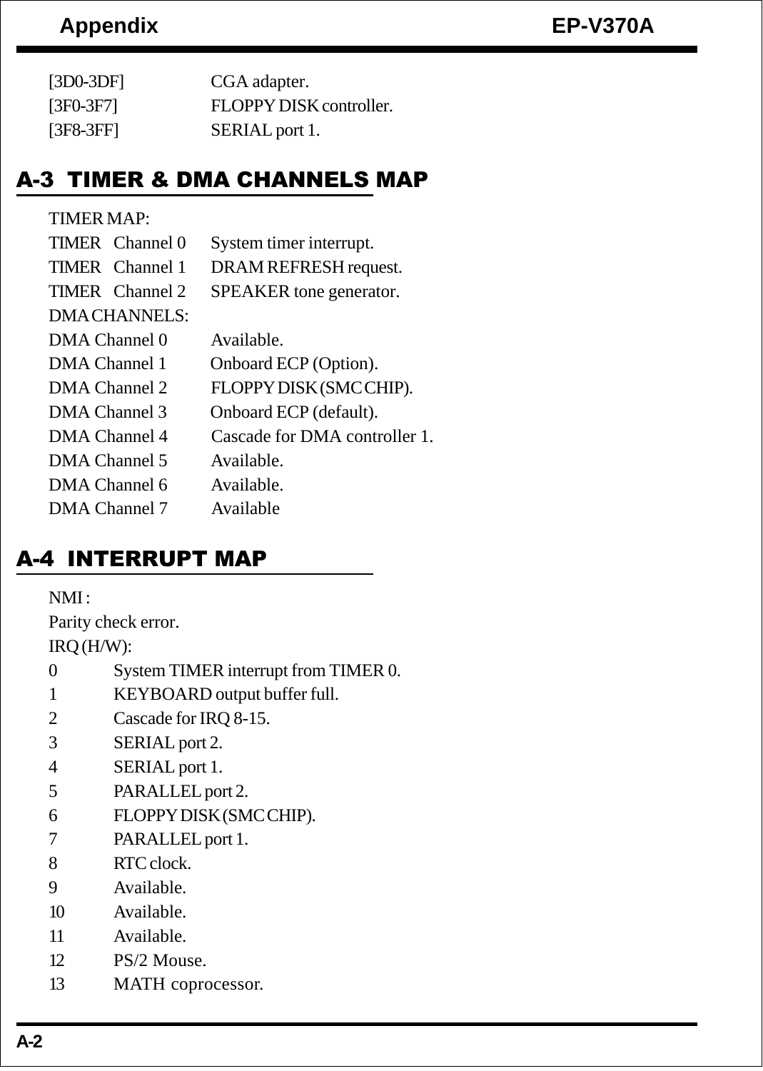[3D0-3DF]    CGA adapter.
[3F0-3F7]    FLOPPY DISK controller.
[3F8-3FF]    SERIAL port 1.

## A-3 TIMER & DMA CHANNELS MAP

TIMER MAP:

| | |
|---|---|
| TIMER Channel 0 | System timer interrupt. |
| TIMER Channel 1 | DRAM REFRESH request. |
| TIMER Channel 2 | SPEAKER tone generator. |

DMA CHANNELS:

| | |
|---|---|
| DMA Channel 0 | Available. |
| DMA Channel 1 | Onboard ECP (Option). |
| DMA Channel 2 | FLOPPY DISK (SMC CHIP). |
| DMA Channel 3 | Onboard ECP (default). |
| DMA Channel 4 | Cascade for DMA controller 1. |
| DMA Channel 5 | Available. |
| DMA Channel 6 | Available. |
| DMA Channel 7 | Available |

## A-4 INTERRUPT MAP

NMI :

Parity check error.

IRQ (H/W):

| | |
|---|---|
| 0 | System TIMER interrupt from TIMER 0. |
| 1 | KEYBOARD output buffer full. |
| 2 | Cascade for IRQ 8-15. |
| 3 | SERIAL port 2. |
| 4 | SERIAL port 1. |
| 5 | PARALLEL port 2. |
| 6 | FLOPPY DISK (SMC CHIP). |
| 7 | PARALLEL port 1. |
| 8 | RTC clock. |
| 9 | Available. |
| 10 | Available. |
| 11 | Available. |
| 12 | PS/2 Mouse. |
| 13 | MATH coprocessor. |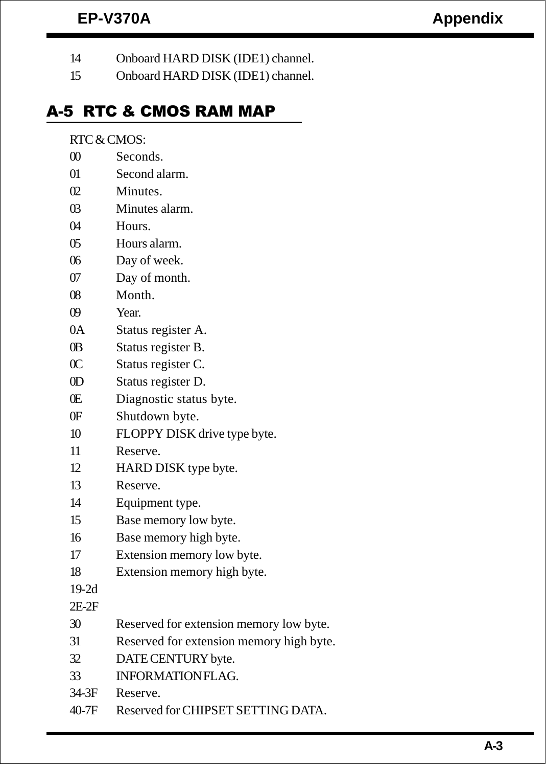14 Onboard HARD DISK (IDE1) channel.

15 Onboard HARD DISK (IDE1) channel.

## A-5 RTC & CMOS RAM MAP

RTC & CMOS:

| | |
|---|---|
| 00 | Seconds. |
| 01 | Second alarm. |
| 02 | Minutes. |
| 03 | Minutes alarm. |
| 04 | Hours. |
| 05 | Hours alarm. |
| 06 | Day of week. |
| 07 | Day of month. |
| 08 | Month. |
| 09 | Year. |
| 0A | Status register A. |
| 0B | Status register B. |
| 0C | Status register C. |
| 0D | Status register D. |
| 0E | Diagnostic status byte. |
| 0F | Shutdown byte. |
| 10 | FLOPPY DISK drive type byte. |
| 11 | Reserve. |
| 12 | HARD DISK type byte. |
| 13 | Reserve. |
| 14 | Equipment type. |
| 15 | Base memory low byte. |
| 16 | Base memory high byte. |
| 17 | Extension memory low byte. |
| 18 | Extension memory high byte. |
| 19-2d | |
| 2E-2F | |
| 30 | Reserved for extension memory low byte. |
| 31 | Reserved for extension memory high byte. |
| 32 | DATE CENTURY byte. |
| 33 | INFORMATION FLAG. |
| 34-3F | Reserve. |
| 40-7F | Reserved for CHIPSET SETTING DATA. |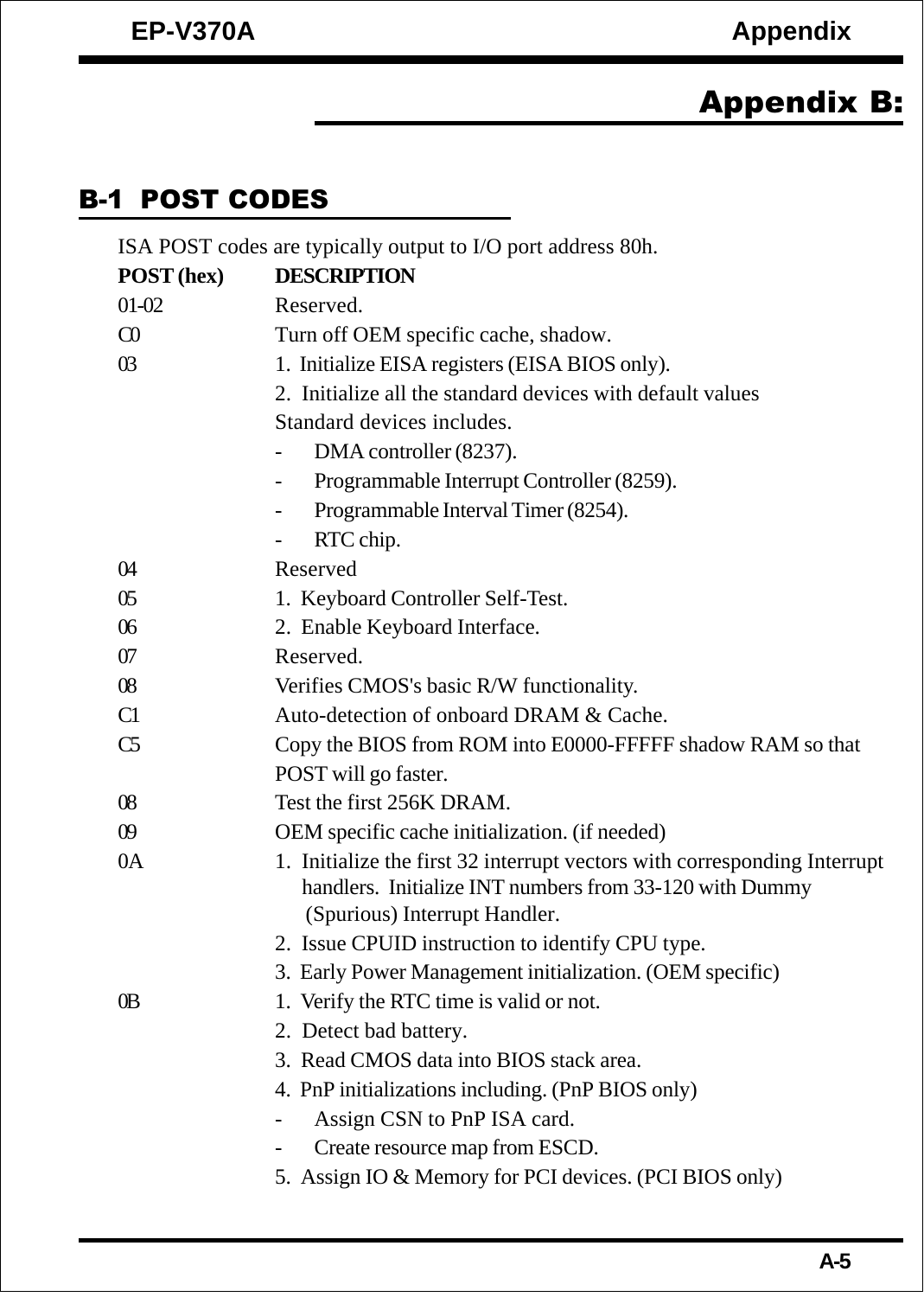# Appendix B:

## B-1 POST CODES

ISA POST codes are typically output to I/O port address 80h.

| POST (hex) | DESCRIPTION |
|---|---|
| 01-02 | Reserved. |
| C0 | Turn off OEM specific cache, shadow. |
| 03 | 1. Initialize EISA registers (EISA BIOS only).<br>2. Initialize all the standard devices with default values<br>Standard devices includes.<br>- DMA controller (8237).<br>- Programmable Interrupt Controller (8259).<br>- Programmable Interval Timer (8254).<br>- RTC chip. |
| 04 | Reserved |
| 05 | 1. Keyboard Controller Self-Test. |
| 06 | 2. Enable Keyboard Interface. |
| 07 | Reserved. |
| 08 | Verifies CMOS's basic R/W functionality. |
| C1 | Auto-detection of onboard DRAM & Cache. |
| C5 | Copy the BIOS from ROM into E0000-FFFFF shadow RAM so that POST will go faster. |
| 08 | Test the first 256K DRAM. |
| 09 | OEM specific cache initialization. (if needed) |
| 0A | 1. Initialize the first 32 interrupt vectors with corresponding Interrupt handlers. Initialize INT numbers from 33-120 with Dummy (Spurious) Interrupt Handler.<br>2. Issue CPUID instruction to identify CPU type.<br>3. Early Power Management initialization. (OEM specific) |
| 0B | 1. Verify the RTC time is valid or not.<br>2. Detect bad battery.<br>3. Read CMOS data into BIOS stack area.<br>4. PnP initializations including. (PnP BIOS only)<br>- Assign CSN to PnP ISA card.<br>- Create resource map from ESCD.<br>5. Assign IO & Memory for PCI devices. (PCI BIOS only) |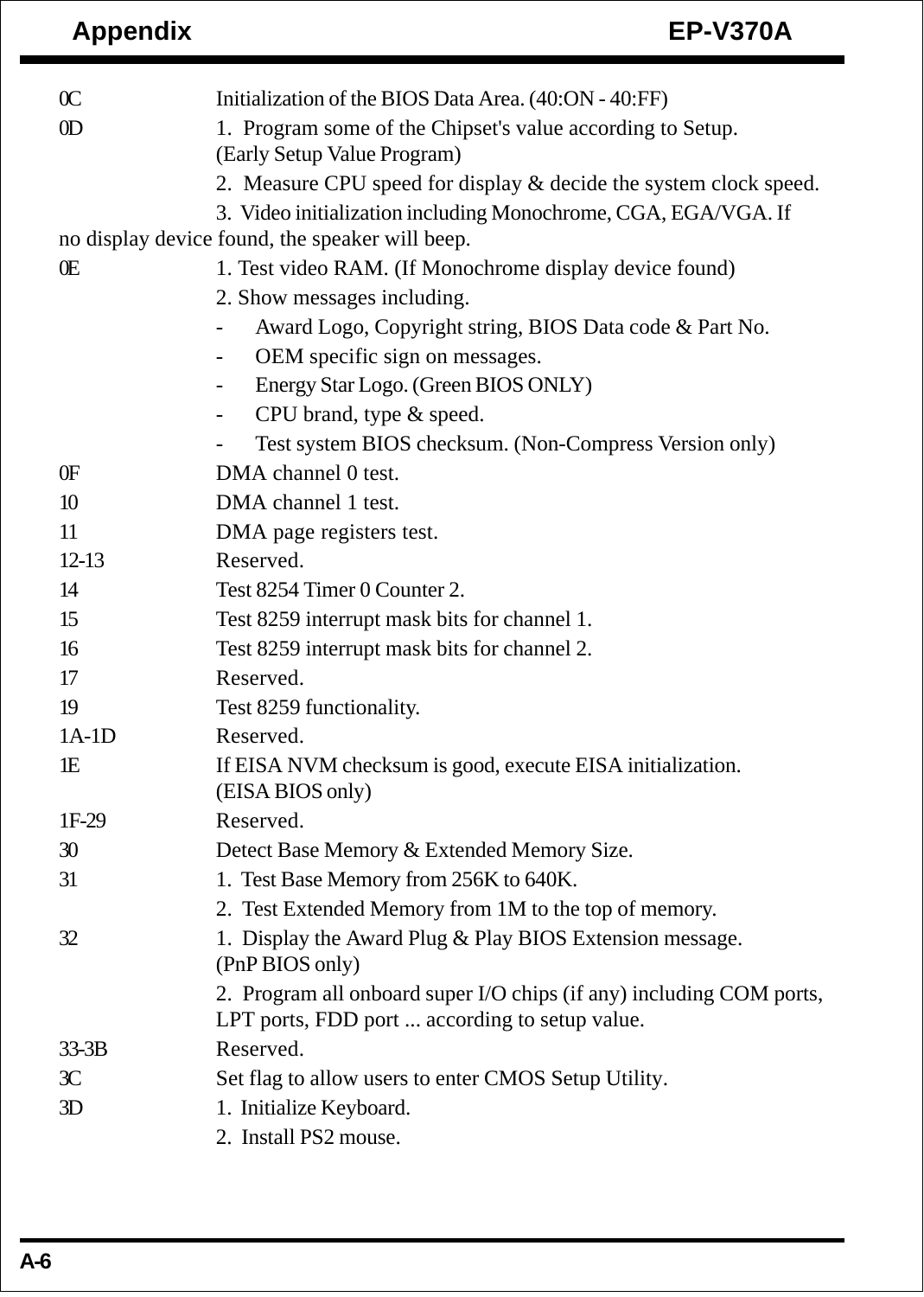| Code | Description |
|---|---|
| 0C | Initialization of the BIOS Data Area. (40:ON - 40:FF) |
| 0D | 1. Program some of the Chipset's value according to Setup. (Early Setup Value Program)<br>2. Measure CPU speed for display & decide the system clock speed.<br>3. Video initialization including Monochrome, CGA, EGA/VGA. If no display device found, the speaker will beep. |
| 0E | 1. Test video RAM. (If Monochrome display device found)<br>2. Show messages including.<br>- Award Logo, Copyright string, BIOS Data code & Part No.<br>- OEM specific sign on messages.<br>- Energy Star Logo. (Green BIOS ONLY)<br>- CPU brand, type & speed.<br>- Test system BIOS checksum. (Non-Compress Version only) |
| 0F | DMA channel 0 test. |
| 10 | DMA channel 1 test. |
| 11 | DMA page registers test. |
| 12-13 | Reserved. |
| 14 | Test 8254 Timer 0 Counter 2. |
| 15 | Test 8259 interrupt mask bits for channel 1. |
| 16 | Test 8259 interrupt mask bits for channel 2. |
| 17 | Reserved. |
| 19 | Test 8259 functionality. |
| 1A-1D | Reserved. |
| 1E | If EISA NVM checksum is good, execute EISA initialization. (EISA BIOS only) |
| 1F-29 | Reserved. |
| 30 | Detect Base Memory & Extended Memory Size. |
| 31 | 1. Test Base Memory from 256K to 640K.<br>2. Test Extended Memory from 1M to the top of memory. |
| 32 | 1. Display the Award Plug & Play BIOS Extension message. (PnP BIOS only)<br>2. Program all onboard super I/O chips (if any) including COM ports, LPT ports, FDD port ... according to setup value. |
| 33-3B | Reserved. |
| 3C | Set flag to allow users to enter CMOS Setup Utility. |
| 3D | 1. Initialize Keyboard.<br>2. Install PS2 mouse. |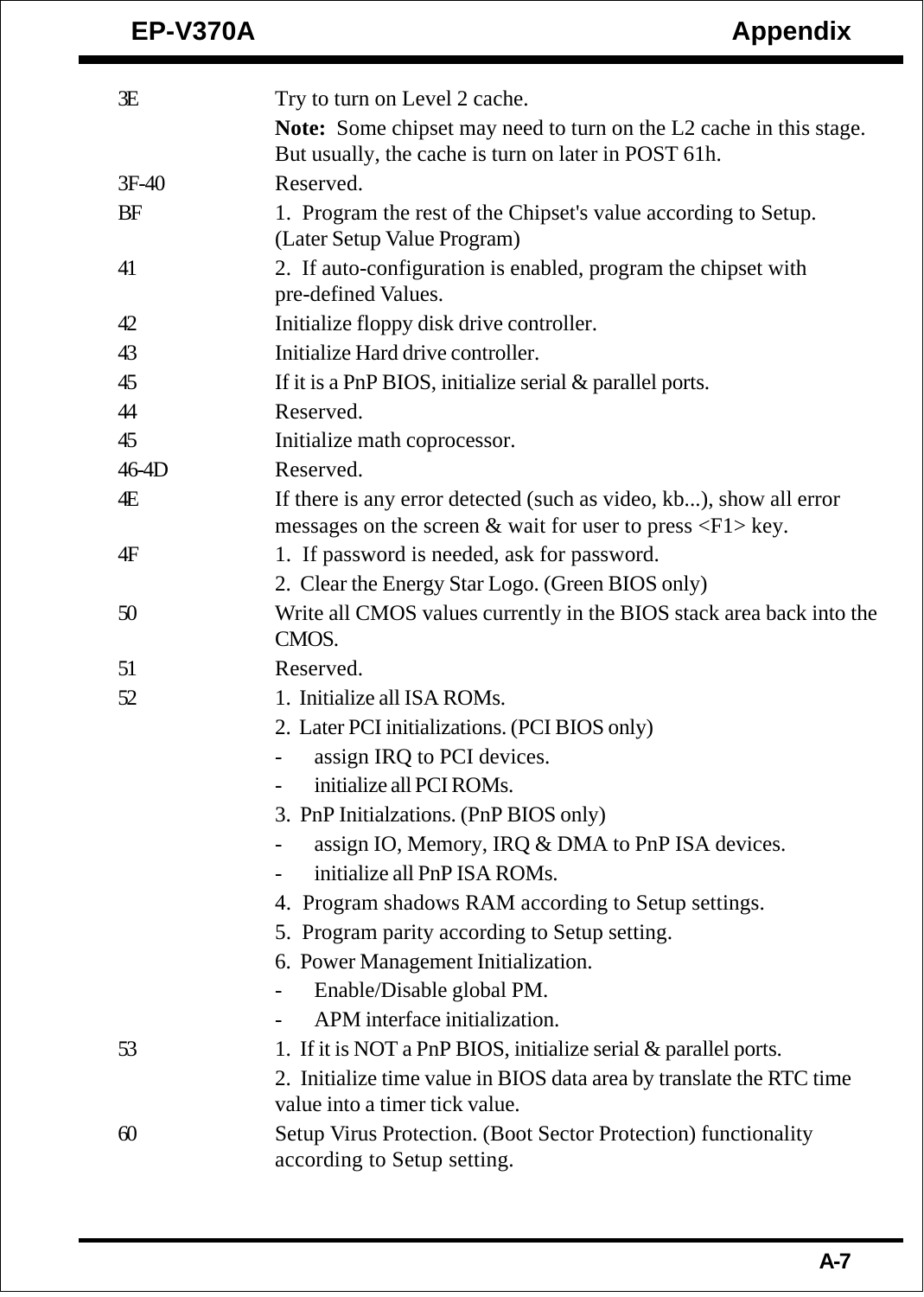| | |
|---|---|
| 3E | Try to turn on Level 2 cache.<br>**Note:** Some chipset may need to turn on the L2 cache in this stage. But usually, the cache is turn on later in POST 61h. |
| 3F-40 | Reserved. |
| BF | 1. Program the rest of the Chipset's value according to Setup. (Later Setup Value Program) |
| 41 | 2. If auto-configuration is enabled, program the chipset with pre-defined Values. |
| 42 | Initialize floppy disk drive controller. |
| 43 | Initialize Hard drive controller. |
| 45 | If it is a PnP BIOS, initialize serial & parallel ports. |
| 44 | Reserved. |
| 45 | Initialize math coprocessor. |
| 46-4D | Reserved. |
| 4E | If there is any error detected (such as video, kb...), show all error messages on the screen & wait for user to press <F1> key. |
| 4F | 1. If password is needed, ask for password.<br>2. Clear the Energy Star Logo. (Green BIOS only) |
| 50 | Write all CMOS values currently in the BIOS stack area back into the CMOS. |
| 51 | Reserved. |
| 52 | 1. Initialize all ISA ROMs.<br>2. Later PCI initializations. (PCI BIOS only)<br>- assign IRQ to PCI devices.<br>- initialize all PCI ROMs.<br>3. PnP Initialzations. (PnP BIOS only)<br>- assign IO, Memory, IRQ & DMA to PnP ISA devices.<br>- initialize all PnP ISA ROMs.<br>4. Program shadows RAM according to Setup settings.<br>5. Program parity according to Setup setting.<br>6. Power Management Initialization.<br>- Enable/Disable global PM.<br>- APM interface initialization. |
| 53 | 1. If it is NOT a PnP BIOS, initialize serial & parallel ports.<br>2. Initialize time value in BIOS data area by translate the RTC time value into a timer tick value. |
| 60 | Setup Virus Protection. (Boot Sector Protection) functionality according to Setup setting. |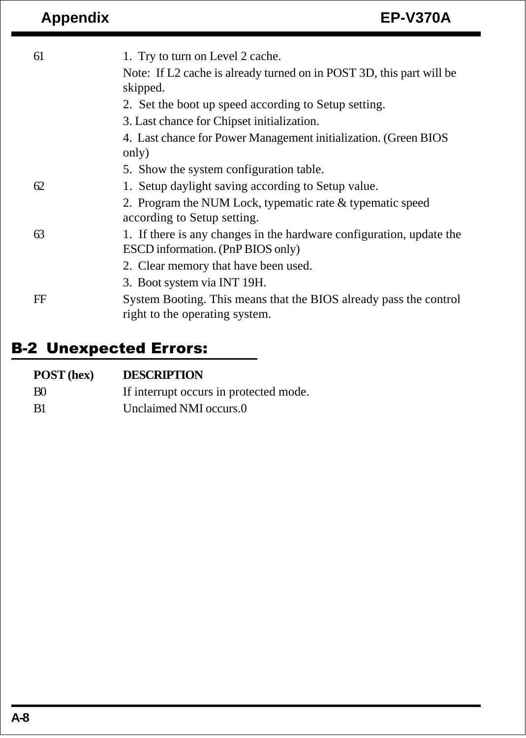| | |
|---|---|
| 61 | 1. Try to turn on Level 2 cache.<br>Note: If L2 cache is already turned on in POST 3D, this part will be skipped.<br>2. Set the boot up speed according to Setup setting.<br>3. Last chance for Chipset initialization.<br>4. Last chance for Power Management initialization. (Green BIOS only)<br>5. Show the system configuration table. |
| 62 | 1. Setup daylight saving according to Setup value.<br>2. Program the NUM Lock, typematic rate & typematic speed according to Setup setting. |
| 63 | 1. If there is any changes in the hardware configuration, update the ESCD information. (PnP BIOS only)<br>2. Clear memory that have been used.<br>3. Boot system via INT 19H. |
| FF | System Booting. This means that the BIOS already pass the control right to the operating system. |

## B-2 Unexpected Errors:

| POST (hex) | DESCRIPTION |
|---|---|
| B0 | If interrupt occurs in protected mode. |
| B1 | Unclaimed NMI occurs.0 |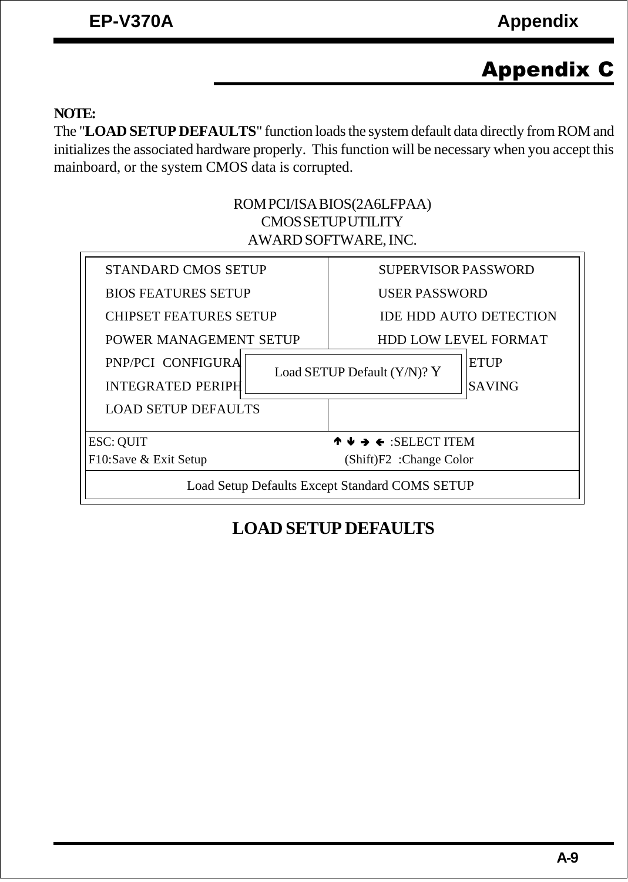# Appendix C

**NOTE:**

The "**LOAD SETUP DEFAULTS**" function loads the system default data directly from ROM and initializes the associated hardware properly. This function will be necessary when you accept this mainboard, or the system CMOS data is corrupted.

```
ROM PCI/ISA BIOS(2A6LFPAA)
CMOS SETUP UTILITY
AWARD SOFTWARE, INC.

STANDARD CMOS SETUP            SUPERVISOR PASSWORD
BIOS FEATURES SETUP            USER PASSWORD
CHIPSET FEATURES SETUP         IDE HDD AUTO DETECTION
POWER MANAGEMENT SETUP         HDD LOW LEVEL FORMAT
PNP/PCI  CONFIGURA  [Load SETUP Default (Y/N)? Y]  ETUP
INTEGRATED PERIPH                                  SAVING
LOAD SETUP DEFAULTS

ESC: QUIT                      ↑ ↓ → ← :SELECT ITEM
F10:Save & Exit Setup          (Shift)F2  :Change Color

Load Setup Defaults Except Standard COMS SETUP
```

**LOAD SETUP DEFAULTS**